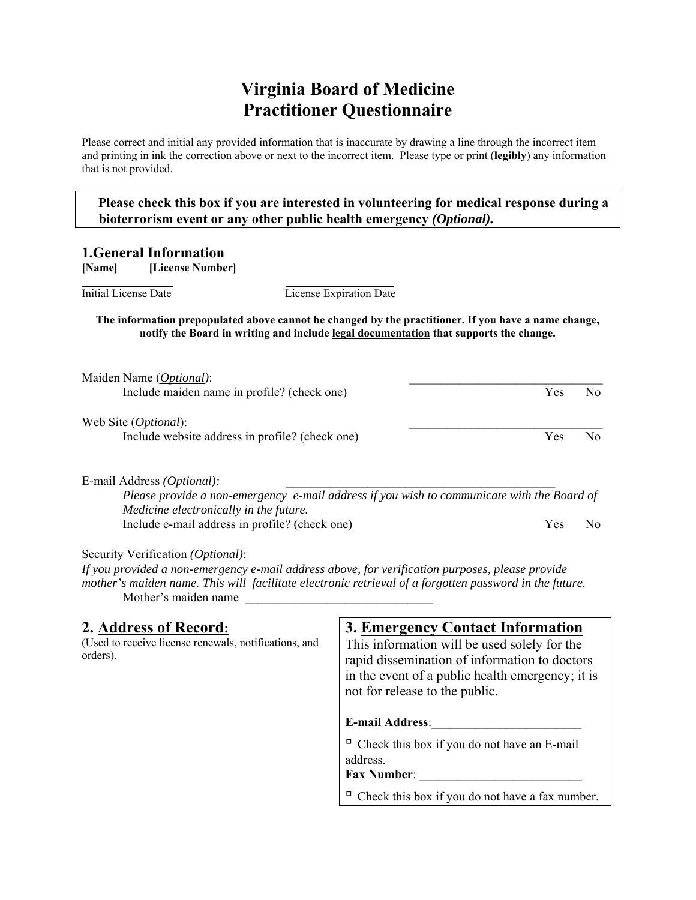# Virginia Board of Medicine
# Practitioner Questionnaire

Please correct and initial any provided information that is inaccurate by drawing a line through the incorrect item and printing in ink the correction above or next to the incorrect item. Please type or print (**legibly**) any information that is not provided.

**Please check this box if you are interested in volunteering for medical response during a bioterrorism event or any other public health emergency *(Optional).***

## 1.General Information

**[Name]** **[License Number]**

______________ ______________

Initial License Date License Expiration Date

**The information prepopulated above cannot be changed by the practitioner. If you have a name change, notify the Board in writing and include <u>legal documentation</u> that supports the change.**

Maiden Name (*<u>Optional</u>)*: ________________________________

Include maiden name in profile? (check one) Yes No

Web Site (*Optional*): ________________________________

Include website address in profile? (check one) Yes No

E-mail Address *(Optional):* ____________________________________________

*Please provide a non-emergency e-mail address if you wish to communicate with the Board of Medicine electronically in the future.*

Include e-mail address in profile? (check one) Yes No

Security Verification *(Optional)*:

*If you provided a non-emergency e-mail address above, for verification purposes, please provide mother's maiden name. This will facilitate electronic retrieval of a forgotten password in the future.*

Mother's maiden name ______________________________

## 2. <u>Address of Record:</u>

(Used to receive license renewals, notifications, and orders).

## 3. <u>Emergency Contact Information</u>

This information will be used solely for the rapid dissemination of information to doctors in the event of a public health emergency; it is not for release to the public.

**E-mail Address**:________________________

☐ Check this box if you do not have an E-mail address.

**Fax Number**: __________________________

☐ Check this box if you do not have a fax number.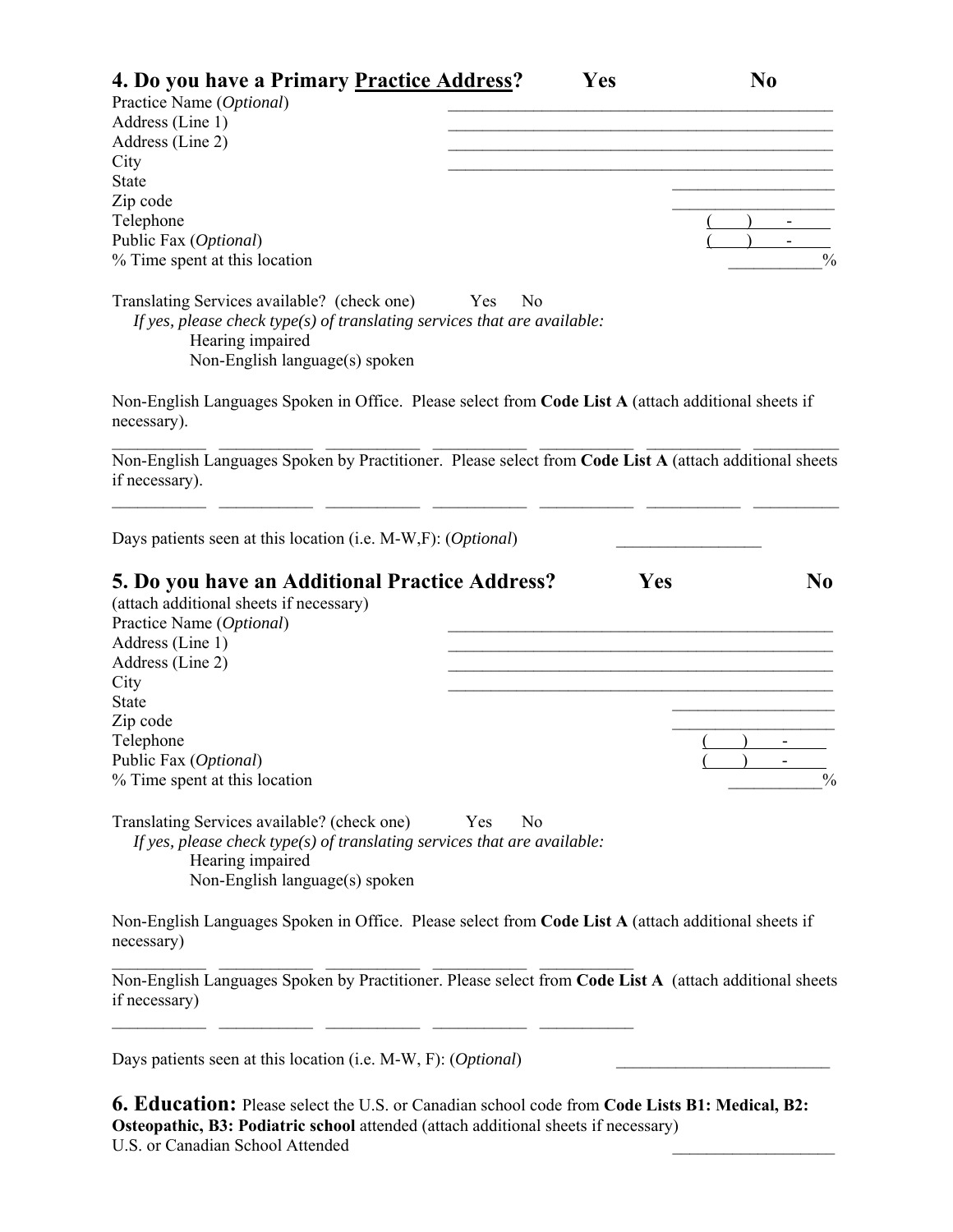## 4. Do you have a Primary Practice Address? Yes No

Practice Name (*Optional*) ______________________________________________

Address (Line 1) ______________________________________________

Address (Line 2) ______________________________________________

City ______________________________________________

State ___________________

Zip code ___________________

Telephone (    )     -

Public Fax (*Optional*) (    )     -

% Time spent at this location ___________%

Translating Services available? (check one) Yes No

*If yes, please check type(s) of translating services that are available:*

Hearing impaired

Non-English language(s) spoken

Non-English Languages Spoken in Office. Please select from **Code List A** (attach additional sheets if necessary).

___________ ___________ ___________ ___________ ___________ ___________ ___________

Non-English Languages Spoken by Practitioner. Please select from **Code List A** (attach additional sheets if necessary).

___________ ___________ ___________ ___________ ___________ ___________ ___________

Days patients seen at this location (i.e. M-W,F): (*Optional*) _________________

## 5. Do you have an Additional Practice Address? Yes No

(attach additional sheets if necessary)

Practice Name (*Optional*) ______________________________________________

Address (Line 1) ______________________________________________

Address (Line 2) ______________________________________________

City ______________________________________________

State ___________________

Zip code ___________________

Telephone (    )     -

Public Fax (*Optional*) (    )     -

% Time spent at this location ___________%

Translating Services available? (check one) Yes No

*If yes, please check type(s) of translating services that are available:*

Hearing impaired

Non-English language(s) spoken

Non-English Languages Spoken in Office. Please select from **Code List A** (attach additional sheets if necessary)

___________ ___________ ___________ ___________ ___________

Non-English Languages Spoken by Practitioner. Please select from **Code List A** (attach additional sheets if necessary)

___________ ___________ ___________ ___________ ___________

Days patients seen at this location (i.e. M-W, F): (*Optional*) _________________________

## 6. Education:

Please select the U.S. or Canadian school code from **Code Lists B1: Medical, B2: Osteopathic, B3: Podiatric school** attended (attach additional sheets if necessary)

U.S. or Canadian School Attended ___________________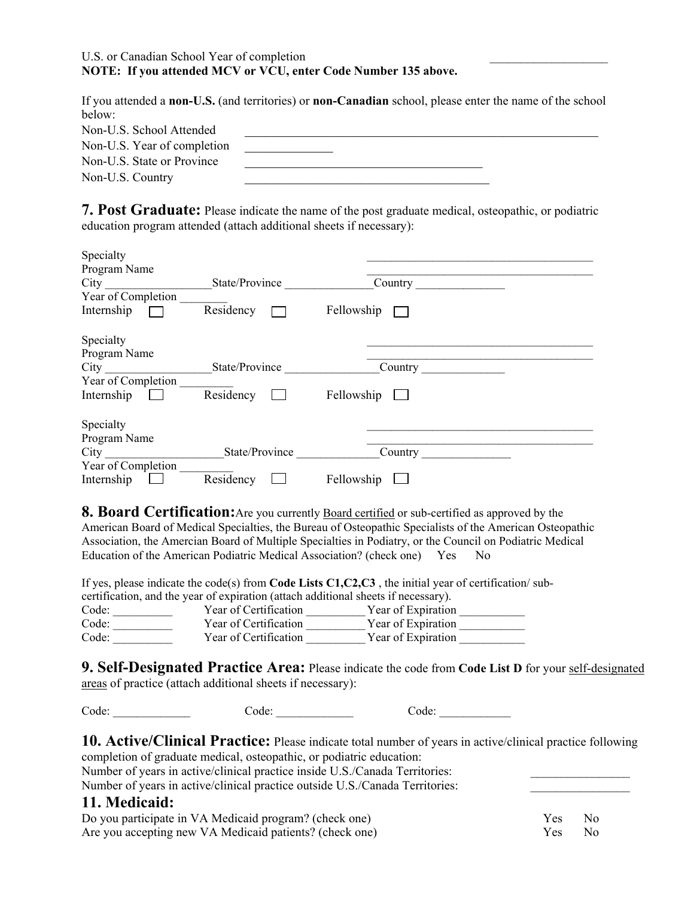U.S. or Canadian School Year of completion ___________________

**NOTE: If you attended MCV or VCU, enter Code Number 135 above.**

If you attended a **non-U.S.** (and territories) or **non-Canadian** school, please enter the name of the school below:

Non-U.S. School Attended ___________________________________________

Non-U.S. Year of completion _____________

Non-U.S. State or Province _____________________________

Non-U.S. Country _____________________________

## 7. Post Graduate:

Please indicate the name of the post graduate medical, osteopathic, or podiatric education program attended (attach additional sheets if necessary):

Specialty _____________________________

Program Name _____________________________

City _________________ State/Province ______________ Country _______________

Year of Completion ________

Internship ☐ Residency ☐ Fellowship ☐

Specialty _____________________________

Program Name _____________________________

City _________________ State/Province ________________ Country ______________

Year of Completion _________

Internship ☐ Residency ☐ Fellowship ☐

Specialty _____________________________

Program Name _____________________________

City ___________________ State/Province _____________ Country _______________

Year of Completion _________

Internship ☐ Residency ☐ Fellowship ☐

## 8. Board Certification:

Are you currently Board certified or sub-certified as approved by the American Board of Medical Specialties, the Bureau of Osteopathic Specialists of the American Osteopathic Association, the Amercian Board of Multiple Specialties in Podiatry, or the Council on Podiatric Medical Education of the American Podiatric Medical Association? (check one) Yes No

If yes, please indicate the code(s) from **Code Lists C1,C2,C3** , the initial year of certification/ sub-certification, and the year of expiration (attach additional sheets if necessary).

Code: __________ Year of Certification __________ Year of Expiration ___________

Code: __________ Year of Certification __________ Year of Expiration ___________

Code: __________ Year of Certification __________ Year of Expiration ___________

## 9. Self-Designated Practice Area:

Please indicate the code from **Code List D** for your self-designated areas of practice (attach additional sheets if necessary):

Code: _____________ Code: _____________ Code: ____________

## 10. Active/Clinical Practice:

Please indicate total number of years in active/clinical practice following completion of graduate medical, osteopathic, or podiatric education:

Number of years in active/clinical practice inside U.S./Canada Territories: ________________

Number of years in active/clinical practice outside U.S./Canada Territories: ________________

## 11. Medicaid:

Do you participate in VA Medicaid program? (check one) Yes No

Are you accepting new VA Medicaid patients? (check one) Yes No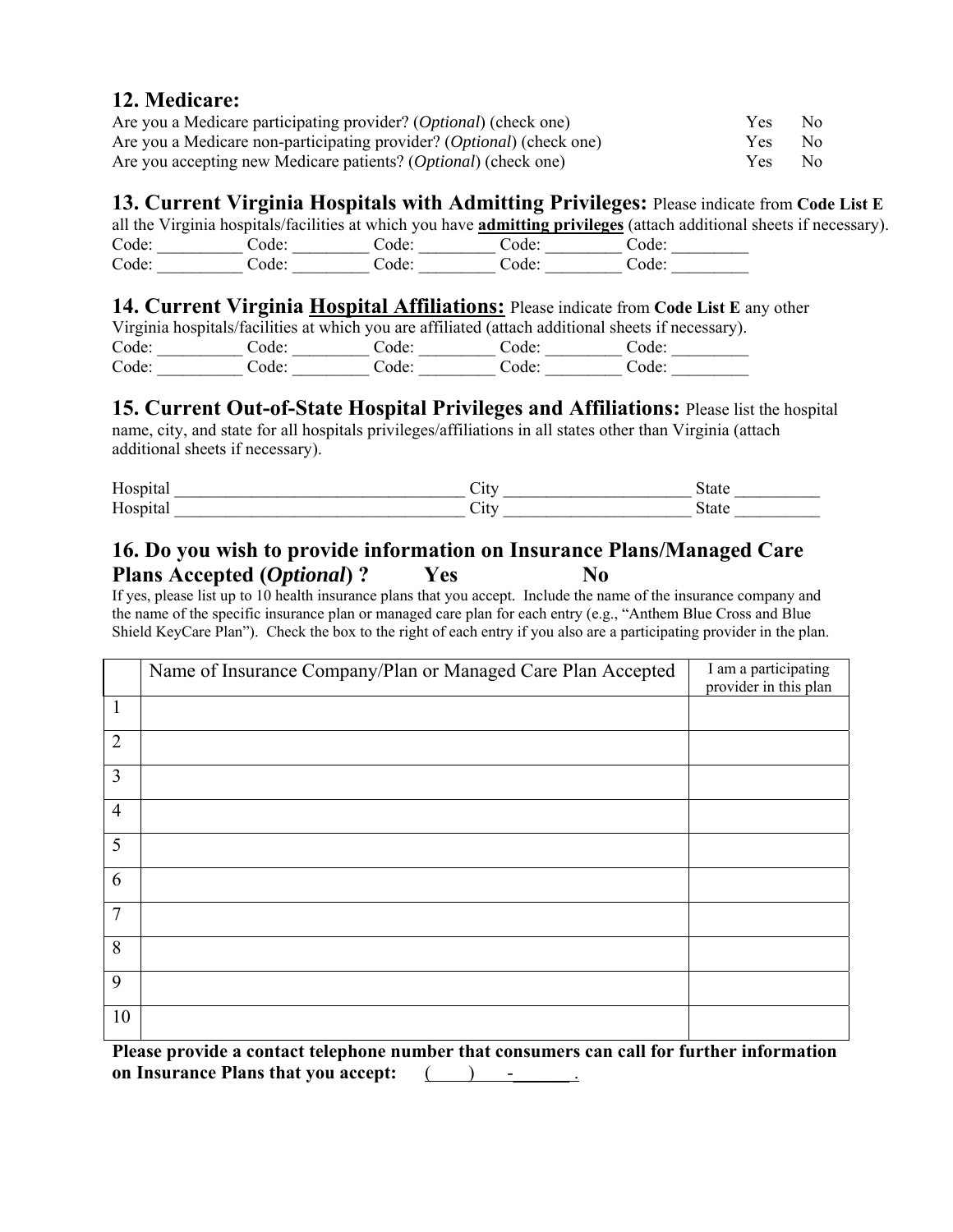## 12. Medicare:

Are you a Medicare participating provider? (*Optional*) (check one) Yes No

Are you a Medicare non-participating provider? (*Optional*) (check one) Yes No

Are you accepting new Medicare patients? (*Optional*) (check one) Yes No

## 13. Current Virginia Hospitals with Admitting Privileges:

Please indicate from **Code List E** all the Virginia hospitals/facilities at which you have **admitting privileges** (attach additional sheets if necessary).

Code: __________ Code: _________ Code: _________ Code: _________ Code: _________

Code: __________ Code: _________ Code: _________ Code: _________ Code: _________

## 14. Current Virginia Hospital Affiliations:

Please indicate from **Code List E** any other Virginia hospitals/facilities at which you are affiliated (attach additional sheets if necessary).

Code: __________ Code: _________ Code: _________ Code: _________ Code: _________

Code: __________ Code: _________ Code: _________ Code: _________ Code: _________

## 15. Current Out-of-State Hospital Privileges and Affiliations:

Please list the hospital name, city, and state for all hospitals privileges/affiliations in all states other than Virginia (attach additional sheets if necessary).

Hospital ___________________________________ City ______________________ State __________

Hospital ___________________________________ City ______________________ State __________

## 16. Do you wish to provide information on Insurance Plans/Managed Care Plans Accepted (*Optional*) ? Yes No

If yes, please list up to 10 health insurance plans that you accept. Include the name of the insurance company and the name of the specific insurance plan or managed care plan for each entry (e.g., "Anthem Blue Cross and Blue Shield KeyCare Plan"). Check the box to the right of each entry if you also are a participating provider in the plan.

| | Name of Insurance Company/Plan or Managed Care Plan Accepted | I am a participating provider in this plan |
|---|---|---|
| 1 | | |
| 2 | | |
| 3 | | |
| 4 | | |
| 5 | | |
| 6 | | |
| 7 | | |
| 8 | | |
| 9 | | |
| 10 | | |

**Please provide a contact telephone number that consumers can call for further information on Insurance Plans that you accept:** ( ) -______ .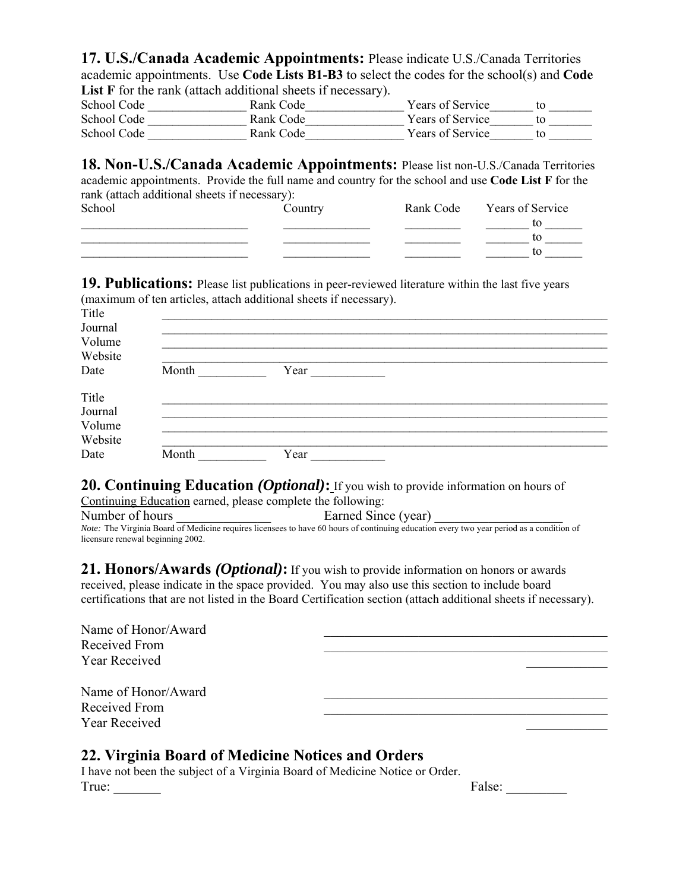**17. U.S./Canada Academic Appointments:** Please indicate U.S./Canada Territories academic appointments. Use **Code Lists B1-B3** to select the codes for the school(s) and **Code List F** for the rank (attach additional sheets if necessary).

School Code _______________ Rank Code_______________ Years of Service_______ to _______
School Code _______________ Rank Code_______________ Years of Service_______ to _______
School Code _______________ Rank Code_______________ Years of Service_______ to _______

**18. Non-U.S./Canada Academic Appointments:** Please list non-U.S./Canada Territories academic appointments. Provide the full name and country for the school and use **Code List F** for the rank (attach additional sheets if necessary):

| School | Country | Rank Code | Years of Service |
|---|---|---|---|
| __________________________ | ______________ | _________ | _______ to ______ |
| __________________________ | ______________ | _________ | _______ to ______ |
| __________________________ | ______________ | _________ | _______ to ______ |

**19. Publications:** Please list publications in peer-reviewed literature within the last five years (maximum of ten articles, attach additional sheets if necessary).

Title ______________________________________________________________________
Journal ______________________________________________________________________
Volume ______________________________________________________________________
Website ______________________________________________________________________
Date Month __________ Year ___________

Title ______________________________________________________________________
Journal ______________________________________________________________________
Volume ______________________________________________________________________
Website ______________________________________________________________________
Date Month __________ Year ___________

**20. Continuing Education *(Optional)*:** If you wish to provide information on hours of Continuing Education earned, please complete the following:

Number of hours ______________ Earned Since (year) __________________

*Note:* The Virginia Board of Medicine requires licensees to have 60 hours of continuing education every two year period as a condition of licensure renewal beginning 2002.

**21. Honors/Awards *(Optional)*:** If you wish to provide information on honors or awards received, please indicate in the space provided. You may also use this section to include board certifications that are not listed in the Board Certification section (attach additional sheets if necessary).

Name of Honor/Award ____________________________________________
Received From ____________________________________________
Year Received ____________

Name of Honor/Award ____________________________________________
Received From ____________________________________________
Year Received ____________

**22. Virginia Board of Medicine Notices and Orders**

I have not been the subject of a Virginia Board of Medicine Notice or Order.

True: _______ False: _________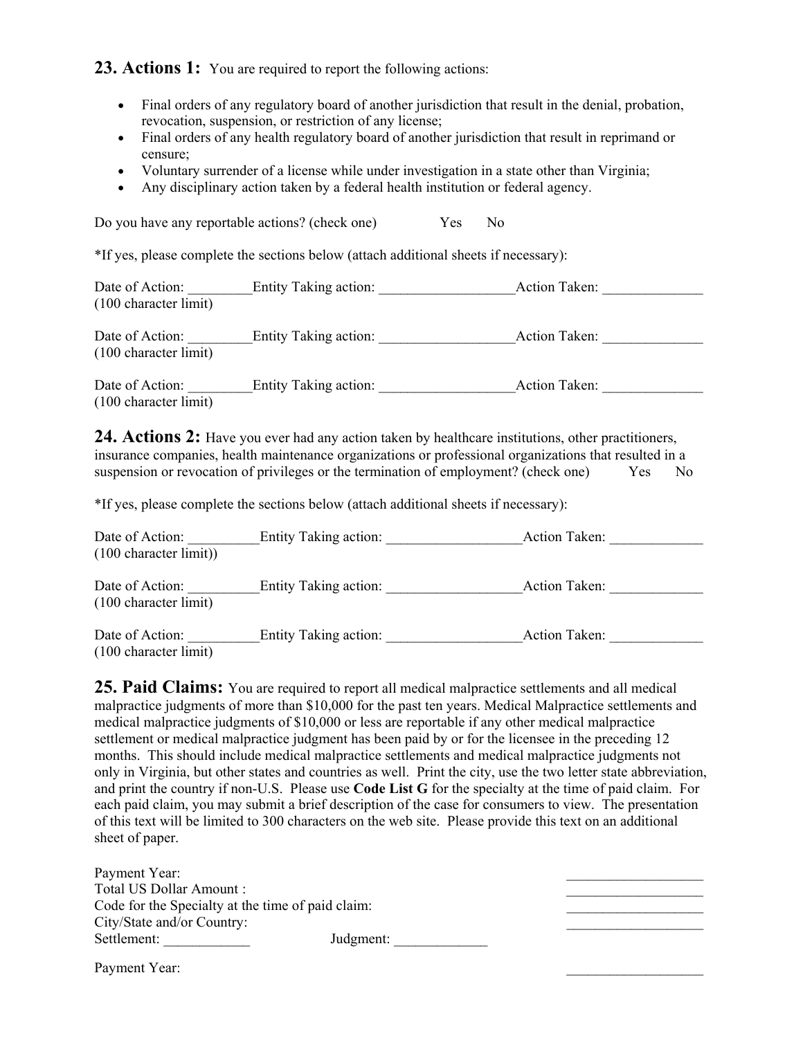**23. Actions 1:** You are required to report the following actions:

- Final orders of any regulatory board of another jurisdiction that result in the denial, probation, revocation, suspension, or restriction of any license;
- Final orders of any health regulatory board of another jurisdiction that result in reprimand or censure;
- Voluntary surrender of a license while under investigation in a state other than Virginia;
- Any disciplinary action taken by a federal health institution or federal agency.

Do you have any reportable actions? (check one) Yes No

*If yes, please complete the sections below (attach additional sheets if necessary):

Date of Action: _________Entity Taking action: ___________________Action Taken: ______________
(100 character limit)

Date of Action: _________Entity Taking action: ___________________Action Taken: ______________
(100 character limit)

Date of Action: _________Entity Taking action: ___________________Action Taken: ______________
(100 character limit)

**24. Actions 2:** Have you ever had any action taken by healthcare institutions, other practitioners, insurance companies, health maintenance organizations or professional organizations that resulted in a suspension or revocation of privileges or the termination of employment? (check one) Yes No

*If yes, please complete the sections below (attach additional sheets if necessary):

Date of Action: __________Entity Taking action: ___________________Action Taken: _____________
(100 character limit))

Date of Action: __________Entity Taking action: ___________________Action Taken: _____________
(100 character limit)

Date of Action: __________Entity Taking action: ___________________Action Taken: _____________
(100 character limit)

**25. Paid Claims:** You are required to report all medical malpractice settlements and all medical malpractice judgments of more than $10,000 for the past ten years. Medical Malpractice settlements and medical malpractice judgments of $10,000 or less are reportable if any other medical malpractice settlement or medical malpractice judgment has been paid by or for the licensee in the preceding 12 months. This should include medical malpractice settlements and medical malpractice judgments not only in Virginia, but other states and countries as well. Print the city, use the two letter state abbreviation, and print the country if non-U.S. Please use **Code List G** for the specialty at the time of paid claim. For each paid claim, you may submit a brief description of the case for consumers to view. The presentation of this text will be limited to 300 characters on the web site. Please provide this text on an additional sheet of paper.

Payment Year: ___________________
Total US Dollar Amount : ___________________
Code for the Specialty at the time of paid claim: ___________________
City/State and/or Country: ___________________
Settlement: ____________ Judgment: _____________

Payment Year: ___________________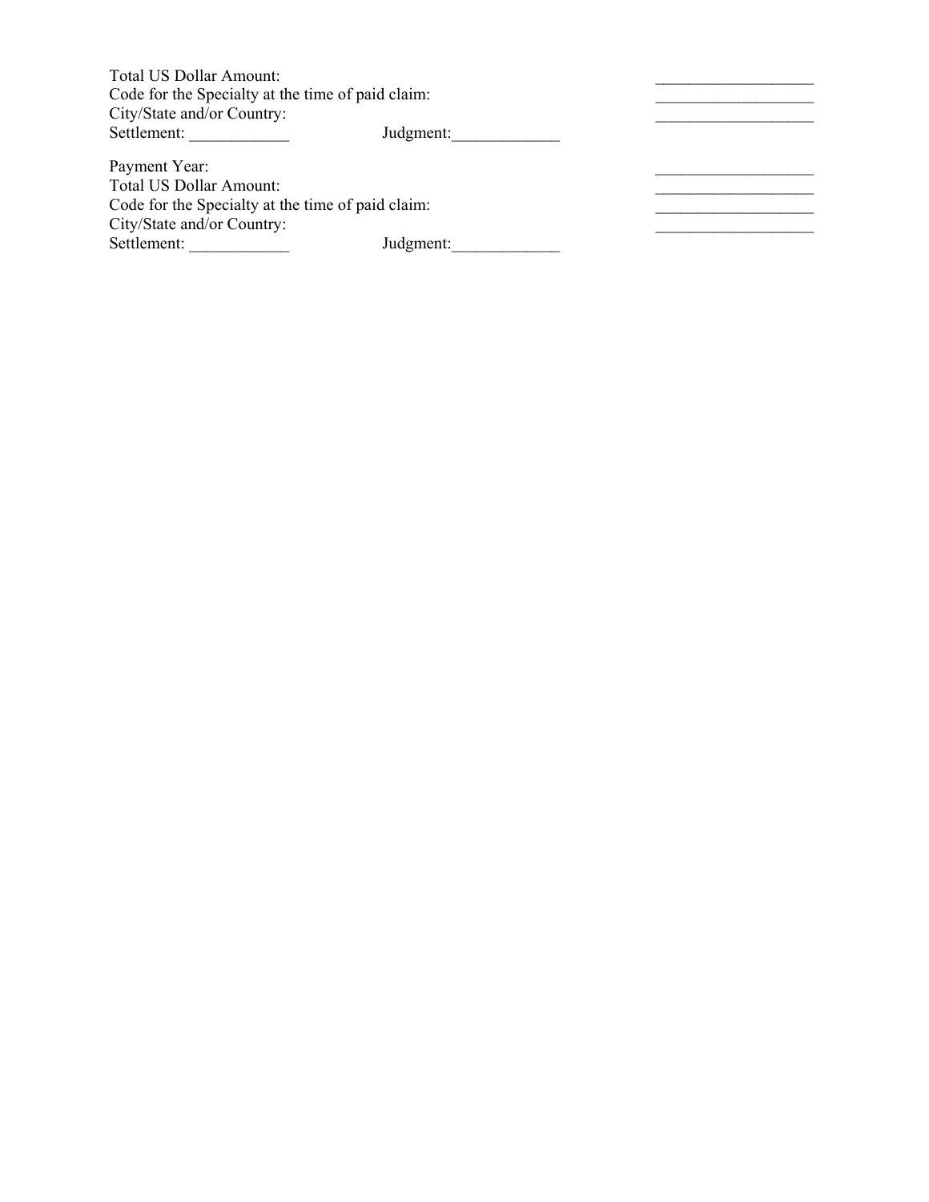Total US Dollar Amount: ___________________
Code for the Specialty at the time of paid claim: ___________________
City/State and/or Country: ___________________
Settlement: ____________ Judgment:_____________

Payment Year: ___________________
Total US Dollar Amount: ___________________
Code for the Specialty at the time of paid claim: ___________________
City/State and/or Country: ___________________
Settlement: ____________ Judgment:_____________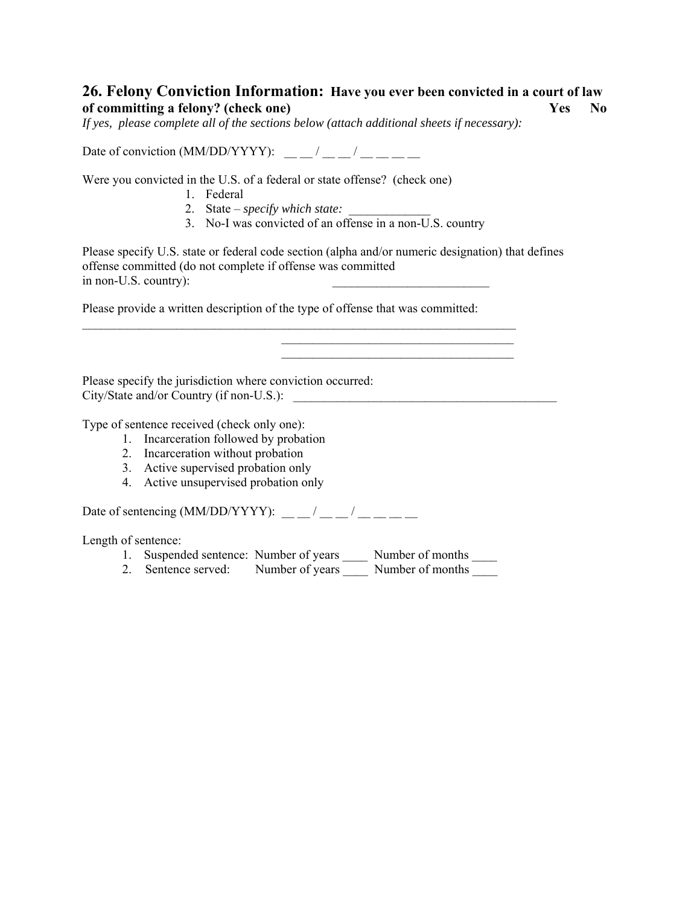## 26. Felony Conviction Information: **Have you ever been convicted in a court of law of committing a felony? (check one)** **Yes** **No**

*If yes, please complete all of the sections below (attach additional sheets if necessary):*

Date of conviction (MM/DD/YYYY): __ __ / __ __ / __ __ __ __

Were you convicted in the U.S. of a federal or state offense? (check one)

1. Federal
2. State – *specify which state:* _____________
3. No-I was convicted of an offense in a non-U.S. country

Please specify U.S. state or federal code section (alpha and/or numeric designation) that defines offense committed (do not complete if offense was committed in non-U.S. country): __________________________

Please provide a written description of the type of offense that was committed:

___________________________________________________________________________

______________________________________

______________________________________

Please specify the jurisdiction where conviction occurred:
City/State and/or Country (if non-U.S.): ____________________________________________

Type of sentence received (check only one):

1. Incarceration followed by probation
2. Incarceration without probation
3. Active supervised probation only
4. Active unsupervised probation only

Date of sentencing (MM/DD/YYYY): __ __ / __ __ / __ __ __ __

Length of sentence:

1. Suspended sentence: Number of years ____ Number of months ____
2. Sentence served: Number of years ____ Number of months ____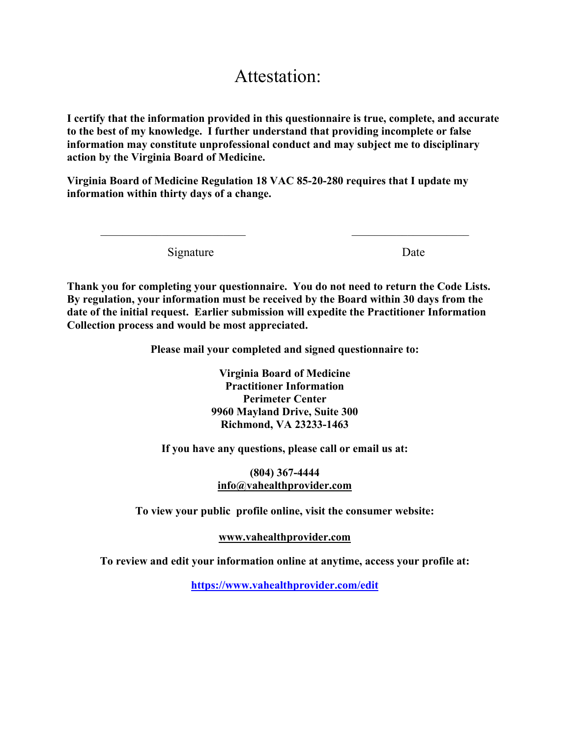# Attestation:

**I certify that the information provided in this questionnaire is true, complete, and accurate to the best of my knowledge. I further understand that providing incomplete or false information may constitute unprofessional conduct and may subject me to disciplinary action by the Virginia Board of Medicine.**

**Virginia Board of Medicine Regulation 18 VAC 85-20-280 requires that I update my information within thirty days of a change.**

\_\_\_\_\_\_\_\_\_\_\_\_\_\_\_\_\_\_\_\_\_\_\_\_\_\_ \_\_\_\_\_\_\_\_\_\_\_\_\_\_\_\_\_\_\_\_\_

Signature Date

**Thank you for completing your questionnaire. You do not need to return the Code Lists. By regulation, your information must be received by the Board within 30 days from the date of the initial request. Earlier submission will expedite the Practitioner Information Collection process and would be most appreciated.**

**Please mail your completed and signed questionnaire to:**

**Virginia Board of Medicine**
**Practitioner Information**
**Perimeter Center**
**9960 Mayland Drive, Suite 300**
**Richmond, VA 23233-1463**

**If you have any questions, please call or email us at:**

**(804) 367-4444**
**info@vahealthprovider.com**

**To view your public profile online, visit the consumer website:**

**www.vahealthprovider.com**

**To review and edit your information online at anytime, access your profile at:**

**https://www.vahealthprovider.com/edit**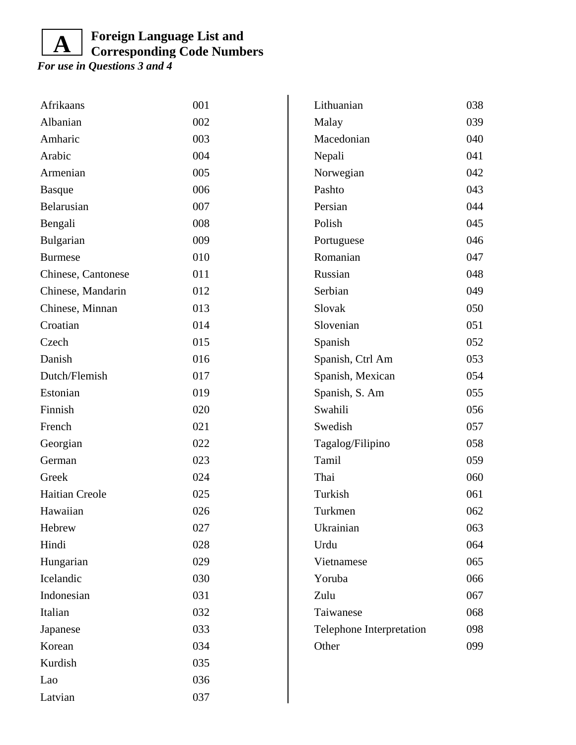## A Foreign Language List and Corresponding Code Numbers

***For use in Questions 3 and 4***

| Language | Code |
|---|---|
| Afrikaans | 001 |
| Albanian | 002 |
| Amharic | 003 |
| Arabic | 004 |
| Armenian | 005 |
| Basque | 006 |
| Belarusian | 007 |
| Bengali | 008 |
| Bulgarian | 009 |
| Burmese | 010 |
| Chinese, Cantonese | 011 |
| Chinese, Mandarin | 012 |
| Chinese, Minnan | 013 |
| Croatian | 014 |
| Czech | 015 |
| Danish | 016 |
| Dutch/Flemish | 017 |
| Estonian | 019 |
| Finnish | 020 |
| French | 021 |
| Georgian | 022 |
| German | 023 |
| Greek | 024 |
| Haitian Creole | 025 |
| Hawaiian | 026 |
| Hebrew | 027 |
| Hindi | 028 |
| Hungarian | 029 |
| Icelandic | 030 |
| Indonesian | 031 |
| Italian | 032 |
| Japanese | 033 |
| Korean | 034 |
| Kurdish | 035 |
| Lao | 036 |
| Latvian | 037 |
| Lithuanian | 038 |
| Malay | 039 |
| Macedonian | 040 |
| Nepali | 041 |
| Norwegian | 042 |
| Pashto | 043 |
| Persian | 044 |
| Polish | 045 |
| Portuguese | 046 |
| Romanian | 047 |
| Russian | 048 |
| Serbian | 049 |
| Slovak | 050 |
| Slovenian | 051 |
| Spanish | 052 |
| Spanish, Ctrl Am | 053 |
| Spanish, Mexican | 054 |
| Spanish, S. Am | 055 |
| Swahili | 056 |
| Swedish | 057 |
| Tagalog/Filipino | 058 |
| Tamil | 059 |
| Thai | 060 |
| Turkish | 061 |
| Turkmen | 062 |
| Ukrainian | 063 |
| Urdu | 064 |
| Vietnamese | 065 |
| Yoruba | 066 |
| Zulu | 067 |
| Taiwanese | 068 |
| Telephone Interpretation | 098 |
| Other | 099 |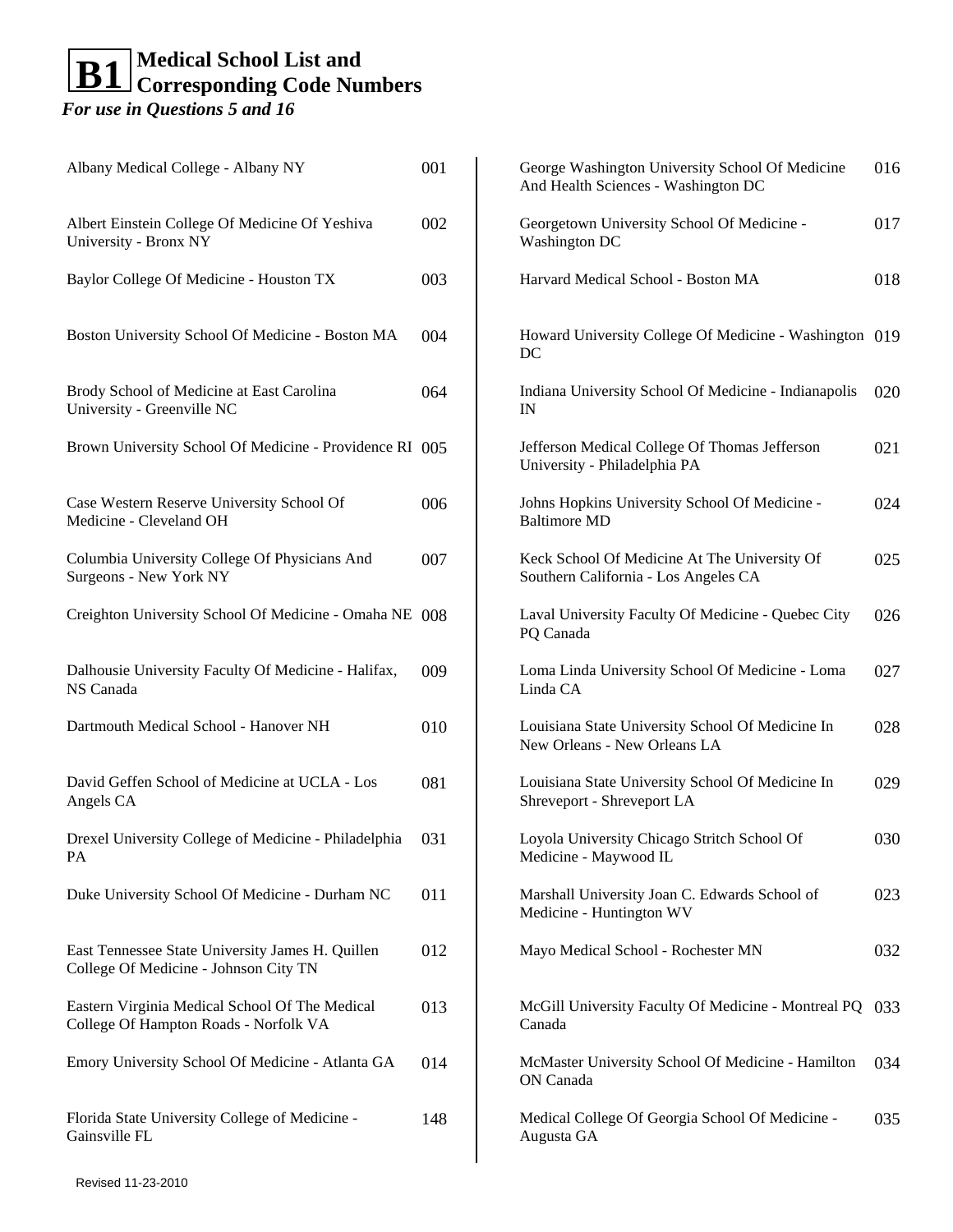# B1 Medical School List and Corresponding Code Numbers

*For use in Questions 5 and 16*

| School | Code |
|---|---|
| Albany Medical College - Albany NY | 001 |
| Albert Einstein College Of Medicine Of Yeshiva University - Bronx NY | 002 |
| Baylor College Of Medicine - Houston TX | 003 |
| Boston University School Of Medicine - Boston MA | 004 |
| Brody School of Medicine at East Carolina University - Greenville NC | 064 |
| Brown University School Of Medicine - Providence RI | 005 |
| Case Western Reserve University School Of Medicine - Cleveland OH | 006 |
| Columbia University College Of Physicians And Surgeons - New York NY | 007 |
| Creighton University School Of Medicine - Omaha NE | 008 |
| Dalhousie University Faculty Of Medicine - Halifax, NS Canada | 009 |
| Dartmouth Medical School - Hanover NH | 010 |
| David Geffen School of Medicine at UCLA - Los Angels CA | 081 |
| Drexel University College of Medicine - Philadelphia PA | 031 |
| Duke University School Of Medicine - Durham NC | 011 |
| East Tennessee State University James H. Quillen College Of Medicine - Johnson City TN | 012 |
| Eastern Virginia Medical School Of The Medical College Of Hampton Roads - Norfolk VA | 013 |
| Emory University School Of Medicine - Atlanta GA | 014 |
| Florida State University College of Medicine - Gainsville FL | 148 |
| George Washington University School Of Medicine And Health Sciences - Washington DC | 016 |
| Georgetown University School Of Medicine - Washington DC | 017 |
| Harvard Medical School - Boston MA | 018 |
| Howard University College Of Medicine - Washington DC | 019 |
| Indiana University School Of Medicine - Indianapolis IN | 020 |
| Jefferson Medical College Of Thomas Jefferson University - Philadelphia PA | 021 |
| Johns Hopkins University School Of Medicine - Baltimore MD | 024 |
| Keck School Of Medicine At The University Of Southern California - Los Angeles CA | 025 |
| Laval University Faculty Of Medicine - Quebec City PQ Canada | 026 |
| Loma Linda University School Of Medicine - Loma Linda CA | 027 |
| Louisiana State University School Of Medicine In New Orleans - New Orleans LA | 028 |
| Louisiana State University School Of Medicine In Shreveport - Shreveport LA | 029 |
| Loyola University Chicago Stritch School Of Medicine - Maywood IL | 030 |
| Marshall University Joan C. Edwards School of Medicine - Huntington WV | 023 |
| Mayo Medical School - Rochester MN | 032 |
| McGill University Faculty Of Medicine - Montreal PQ Canada | 033 |
| McMaster University School Of Medicine - Hamilton ON Canada | 034 |
| Medical College Of Georgia School Of Medicine - Augusta GA | 035 |

Revised 11-23-2010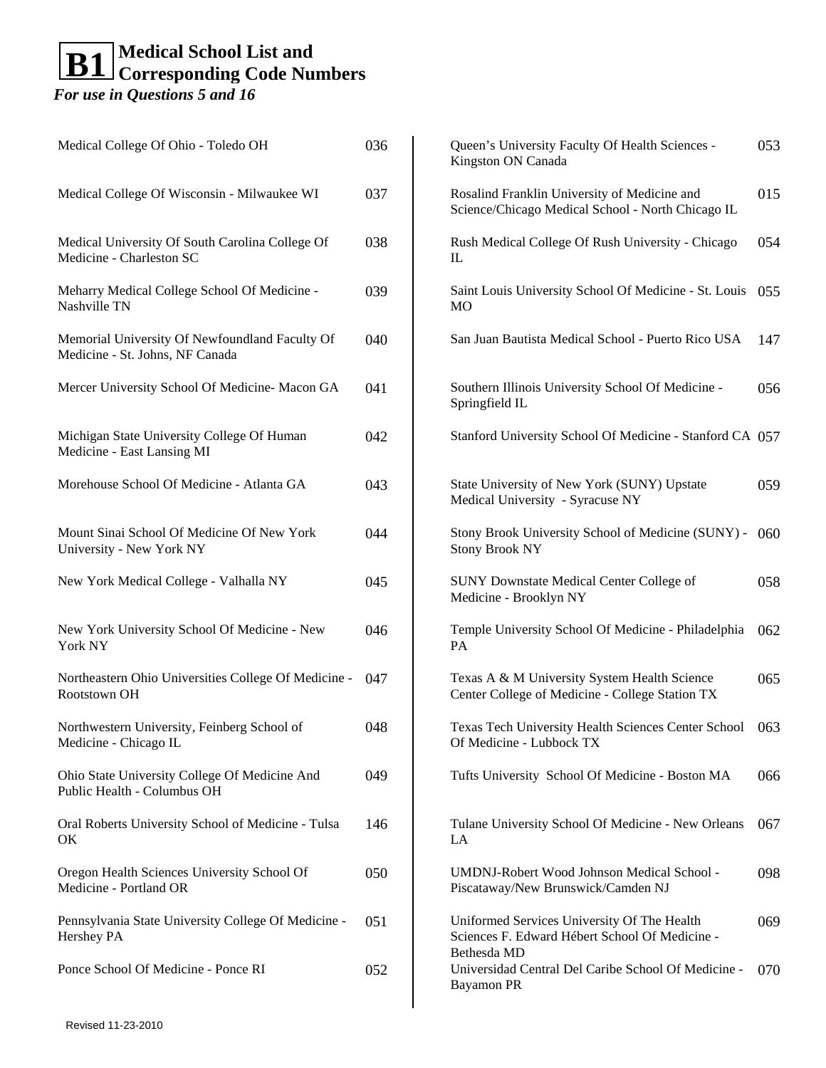# B1 Medical School List and Corresponding Code Numbers

*For use in Questions 5 and 16*

| Medical School | Code |
|---|---|
| Medical College Of Ohio - Toledo OH | 036 |
| Medical College Of Wisconsin - Milwaukee WI | 037 |
| Medical University Of South Carolina College Of Medicine - Charleston SC | 038 |
| Meharry Medical College School Of Medicine - Nashville TN | 039 |
| Memorial University Of Newfoundland Faculty Of Medicine - St. Johns, NF Canada | 040 |
| Mercer University School Of Medicine- Macon GA | 041 |
| Michigan State University College Of Human Medicine - East Lansing MI | 042 |
| Morehouse School Of Medicine - Atlanta GA | 043 |
| Mount Sinai School Of Medicine Of New York University - New York NY | 044 |
| New York Medical College - Valhalla NY | 045 |
| New York University School Of Medicine - New York NY | 046 |
| Northeastern Ohio Universities College Of Medicine - Rootstown OH | 047 |
| Northwestern University, Feinberg School of Medicine - Chicago IL | 048 |
| Ohio State University College Of Medicine And Public Health - Columbus OH | 049 |
| Oral Roberts University School of Medicine - Tulsa OK | 146 |
| Oregon Health Sciences University School Of Medicine - Portland OR | 050 |
| Pennsylvania State University College Of Medicine - Hershey PA | 051 |
| Ponce School Of Medicine - Ponce RI | 052 |
| Queen's University Faculty Of Health Sciences - Kingston ON Canada | 053 |
| Rosalind Franklin University of Medicine and Science/Chicago Medical School - North Chicago IL | 015 |
| Rush Medical College Of Rush University - Chicago IL | 054 |
| Saint Louis University School Of Medicine - St. Louis MO | 055 |
| San Juan Bautista Medical School - Puerto Rico USA | 147 |
| Southern Illinois University School Of Medicine - Springfield IL | 056 |
| Stanford University School Of Medicine - Stanford CA | 057 |
| State University of New York (SUNY) Upstate Medical University - Syracuse NY | 059 |
| Stony Brook University School of Medicine (SUNY) - Stony Brook NY | 060 |
| SUNY Downstate Medical Center College of Medicine - Brooklyn NY | 058 |
| Temple University School Of Medicine - Philadelphia PA | 062 |
| Texas A & M University System Health Science Center College of Medicine - College Station TX | 065 |
| Texas Tech University Health Sciences Center School Of Medicine - Lubbock TX | 063 |
| Tufts University School Of Medicine - Boston MA | 066 |
| Tulane University School Of Medicine - New Orleans LA | 067 |
| UMDNJ-Robert Wood Johnson Medical School - Piscataway/New Brunswick/Camden NJ | 098 |
| Uniformed Services University Of The Health Sciences F. Edward Hébert School Of Medicine - Bethesda MD | 069 |
| Universidad Central Del Caribe School Of Medicine - Bayamon PR | 070 |

Revised 11-23-2010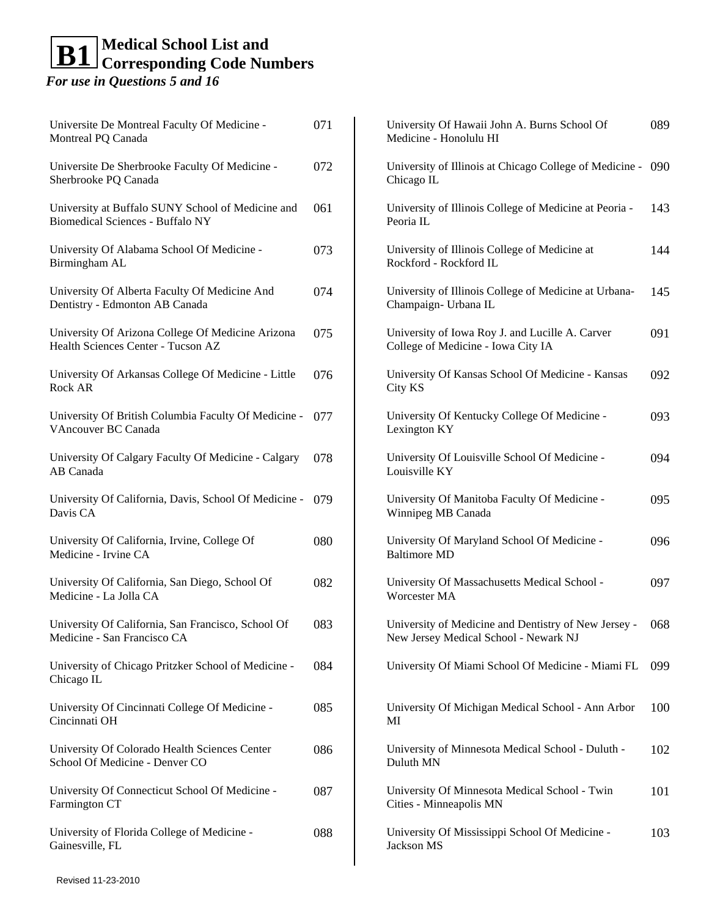# B1 Medical School List and Corresponding Code Numbers

*For use in Questions 5 and 16*

| School | Code |
|---|---|
| Universite De Montreal Faculty Of Medicine - Montreal PQ Canada | 071 |
| Universite De Sherbrooke Faculty Of Medicine - Sherbrooke PQ Canada | 072 |
| University at Buffalo SUNY School of Medicine and Biomedical Sciences - Buffalo NY | 061 |
| University Of Alabama School Of Medicine - Birmingham AL | 073 |
| University Of Alberta Faculty Of Medicine And Dentistry - Edmonton AB Canada | 074 |
| University Of Arizona College Of Medicine Arizona Health Sciences Center - Tucson AZ | 075 |
| University Of Arkansas College Of Medicine - Little Rock AR | 076 |
| University Of British Columbia Faculty Of Medicine - VAncouver BC Canada | 077 |
| University Of Calgary Faculty Of Medicine - Calgary AB Canada | 078 |
| University Of California, Davis, School Of Medicine - Davis CA | 079 |
| University Of California, Irvine, College Of Medicine - Irvine CA | 080 |
| University Of California, San Diego, School Of Medicine - La Jolla CA | 082 |
| University Of California, San Francisco, School Of Medicine - San Francisco CA | 083 |
| University of Chicago Pritzker School of Medicine - Chicago IL | 084 |
| University Of Cincinnati College Of Medicine - Cincinnati OH | 085 |
| University Of Colorado Health Sciences Center School Of Medicine - Denver CO | 086 |
| University Of Connecticut School Of Medicine - Farmington CT | 087 |
| University of Florida College of Medicine - Gainesville, FL | 088 |
| University Of Hawaii John A. Burns School Of Medicine - Honolulu HI | 089 |
| University of Illinois at Chicago College of Medicine - Chicago IL | 090 |
| University of Illinois College of Medicine at Peoria - Peoria IL | 143 |
| University of Illinois College of Medicine at Rockford - Rockford IL | 144 |
| University of Illinois College of Medicine at Urbana-Champaign- Urbana IL | 145 |
| University of Iowa Roy J. and Lucille A. Carver College of Medicine - Iowa City IA | 091 |
| University Of Kansas School Of Medicine - Kansas City KS | 092 |
| University Of Kentucky College Of Medicine - Lexington KY | 093 |
| University Of Louisville School Of Medicine - Louisville KY | 094 |
| University Of Manitoba Faculty Of Medicine - Winnipeg MB Canada | 095 |
| University Of Maryland School Of Medicine - Baltimore MD | 096 |
| University Of Massachusetts Medical School - Worcester MA | 097 |
| University of Medicine and Dentistry of New Jersey - New Jersey Medical School - Newark NJ | 068 |
| University Of Miami School Of Medicine - Miami FL | 099 |
| University Of Michigan Medical School - Ann Arbor MI | 100 |
| University of Minnesota Medical School - Duluth - Duluth MN | 102 |
| University Of Minnesota Medical School - Twin Cities - Minneapolis MN | 101 |
| University Of Mississippi School Of Medicine - Jackson MS | 103 |

Revised 11-23-2010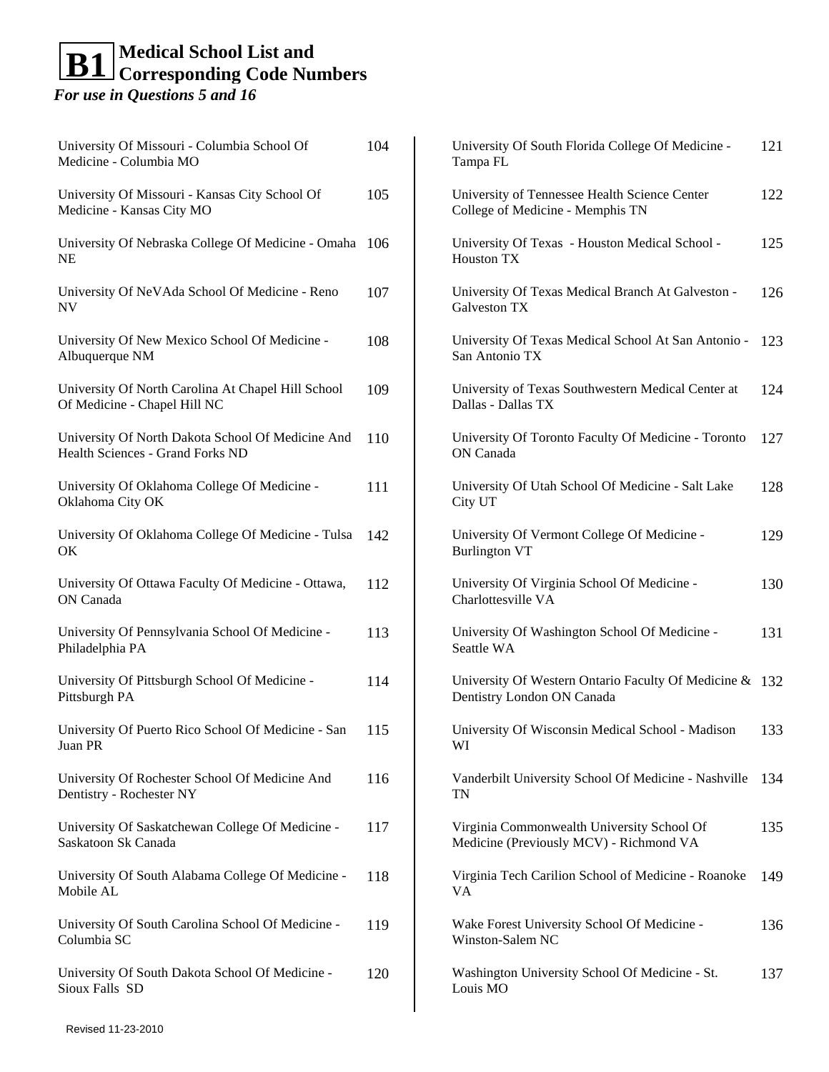# B1 Medical School List and Corresponding Code Numbers

*For use in Questions 5 and 16*

| School | Code |
|---|---|
| University Of Missouri - Columbia School Of Medicine - Columbia MO | 104 |
| University Of Missouri - Kansas City School Of Medicine - Kansas City MO | 105 |
| University Of Nebraska College Of Medicine - Omaha NE | 106 |
| University Of NeVAda School Of Medicine - Reno NV | 107 |
| University Of New Mexico School Of Medicine - Albuquerque NM | 108 |
| University Of North Carolina At Chapel Hill School Of Medicine - Chapel Hill NC | 109 |
| University Of North Dakota School Of Medicine And Health Sciences - Grand Forks ND | 110 |
| University Of Oklahoma College Of Medicine - Oklahoma City OK | 111 |
| University Of Oklahoma College Of Medicine - Tulsa OK | 142 |
| University Of Ottawa Faculty Of Medicine - Ottawa, ON Canada | 112 |
| University Of Pennsylvania School Of Medicine - Philadelphia PA | 113 |
| University Of Pittsburgh School Of Medicine - Pittsburgh PA | 114 |
| University Of Puerto Rico School Of Medicine - San Juan PR | 115 |
| University Of Rochester School Of Medicine And Dentistry - Rochester NY | 116 |
| University Of Saskatchewan College Of Medicine - Saskatoon Sk Canada | 117 |
| University Of South Alabama College Of Medicine - Mobile AL | 118 |
| University Of South Carolina School Of Medicine - Columbia SC | 119 |
| University Of South Dakota School Of Medicine - Sioux Falls SD | 120 |
| University Of South Florida College Of Medicine - Tampa FL | 121 |
| University of Tennessee Health Science Center College of Medicine - Memphis TN | 122 |
| University Of Texas - Houston Medical School - Houston TX | 125 |
| University Of Texas Medical Branch At Galveston - Galveston TX | 126 |
| University Of Texas Medical School At San Antonio - San Antonio TX | 123 |
| University of Texas Southwestern Medical Center at Dallas - Dallas TX | 124 |
| University Of Toronto Faculty Of Medicine - Toronto ON Canada | 127 |
| University Of Utah School Of Medicine - Salt Lake City UT | 128 |
| University Of Vermont College Of Medicine - Burlington VT | 129 |
| University Of Virginia School Of Medicine - Charlottesville VA | 130 |
| University Of Washington School Of Medicine - Seattle WA | 131 |
| University Of Western Ontario Faculty Of Medicine & Dentistry London ON Canada | 132 |
| University Of Wisconsin Medical School - Madison WI | 133 |
| Vanderbilt University School Of Medicine - Nashville TN | 134 |
| Virginia Commonwealth University School Of Medicine (Previously MCV) - Richmond VA | 135 |
| Virginia Tech Carilion School of Medicine - Roanoke VA | 149 |
| Wake Forest University School Of Medicine - Winston-Salem NC | 136 |
| Washington University School Of Medicine - St. Louis MO | 137 |

Revised 11-23-2010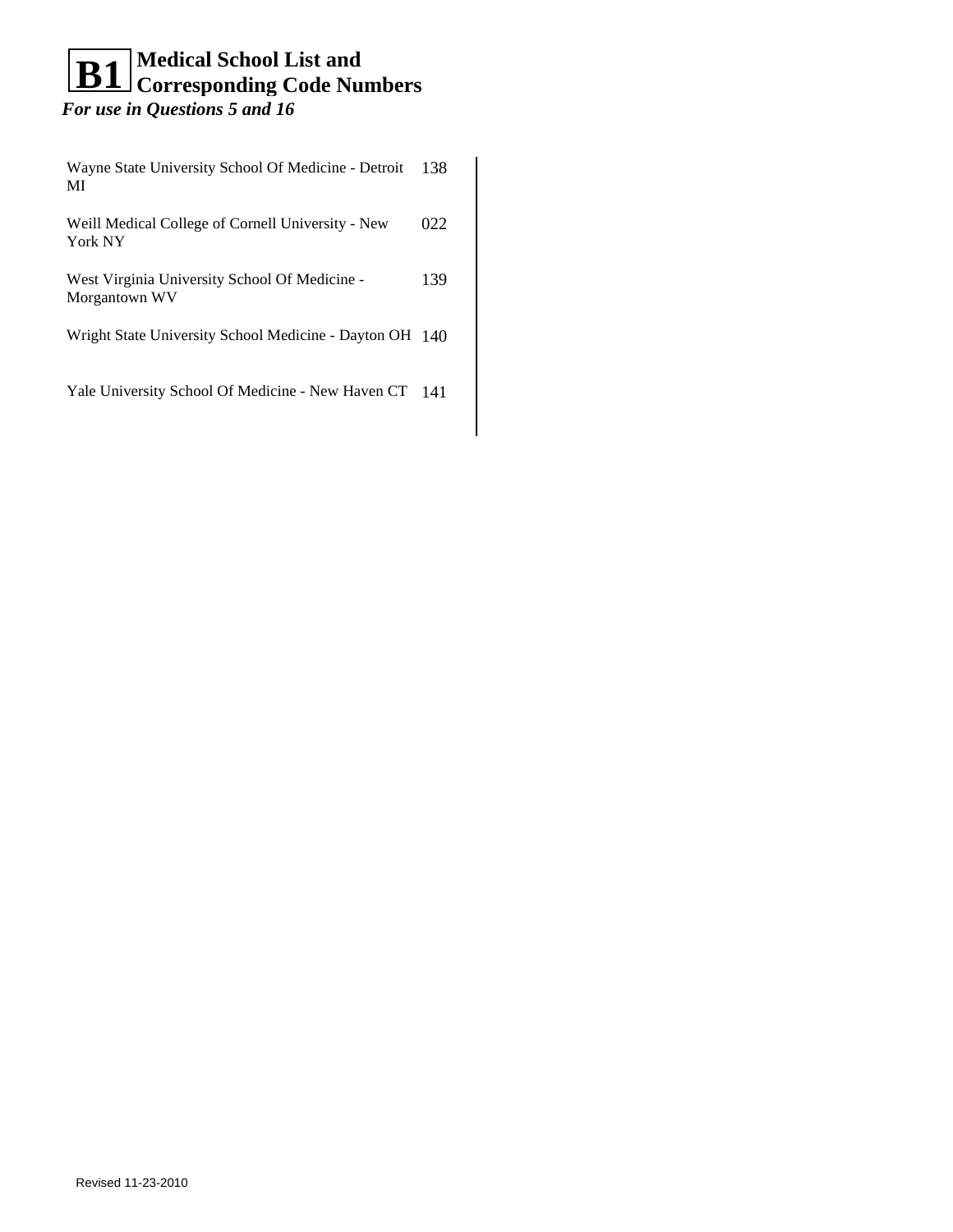# B1 Medical School List and Corresponding Code Numbers

***For use in Questions 5 and 16***

| School | Code |
|---|---|
| Wayne State University School Of Medicine - Detroit MI | 138 |
| Weill Medical College of Cornell University - New York NY | 022 |
| West Virginia University School Of Medicine - Morgantown WV | 139 |
| Wright State University School Medicine - Dayton OH | 140 |
| Yale University School Of Medicine - New Haven CT | 141 |

Revised 11-23-2010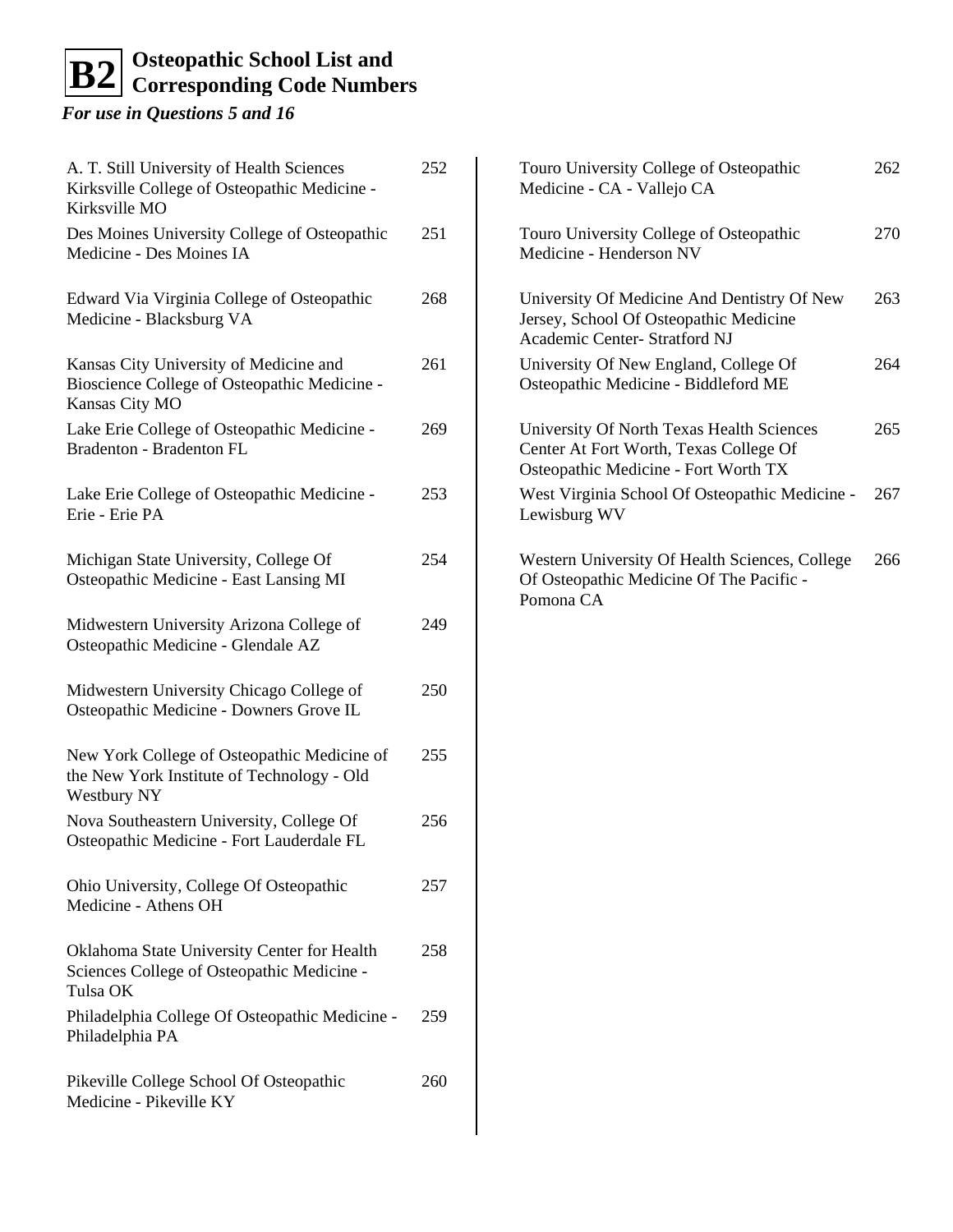# B2 Osteopathic School List and Corresponding Code Numbers

*For use in Questions 5 and 16*

| School | Code |
| --- | --- |
| A. T. Still University of Health Sciences Kirksville College of Osteopathic Medicine - Kirksville MO | 252 |
| Des Moines University College of Osteopathic Medicine - Des Moines IA | 251 |
| Edward Via Virginia College of Osteopathic Medicine - Blacksburg VA | 268 |
| Kansas City University of Medicine and Bioscience College of Osteopathic Medicine - Kansas City MO | 261 |
| Lake Erie College of Osteopathic Medicine - Bradenton - Bradenton FL | 269 |
| Lake Erie College of Osteopathic Medicine - Erie - Erie PA | 253 |
| Michigan State University, College Of Osteopathic Medicine - East Lansing MI | 254 |
| Midwestern University Arizona College of Osteopathic Medicine - Glendale AZ | 249 |
| Midwestern University Chicago College of Osteopathic Medicine - Downers Grove IL | 250 |
| New York College of Osteopathic Medicine of the New York Institute of Technology - Old Westbury NY | 255 |
| Nova Southeastern University, College Of Osteopathic Medicine - Fort Lauderdale FL | 256 |
| Ohio University, College Of Osteopathic Medicine - Athens OH | 257 |
| Oklahoma State University Center for Health Sciences College of Osteopathic Medicine - Tulsa OK | 258 |
| Philadelphia College Of Osteopathic Medicine - Philadelphia PA | 259 |
| Pikeville College School Of Osteopathic Medicine - Pikeville KY | 260 |
| Touro University College of Osteopathic Medicine - CA - Vallejo CA | 262 |
| Touro University College of Osteopathic Medicine - Henderson NV | 270 |
| University Of Medicine And Dentistry Of New Jersey, School Of Osteopathic Medicine Academic Center- Stratford NJ | 263 |
| University Of New England, College Of Osteopathic Medicine - Biddleford ME | 264 |
| University Of North Texas Health Sciences Center At Fort Worth, Texas College Of Osteopathic Medicine - Fort Worth TX | 265 |
| West Virginia School Of Osteopathic Medicine - Lewisburg WV | 267 |
| Western University Of Health Sciences, College Of Osteopathic Medicine Of The Pacific - Pomona CA | 266 |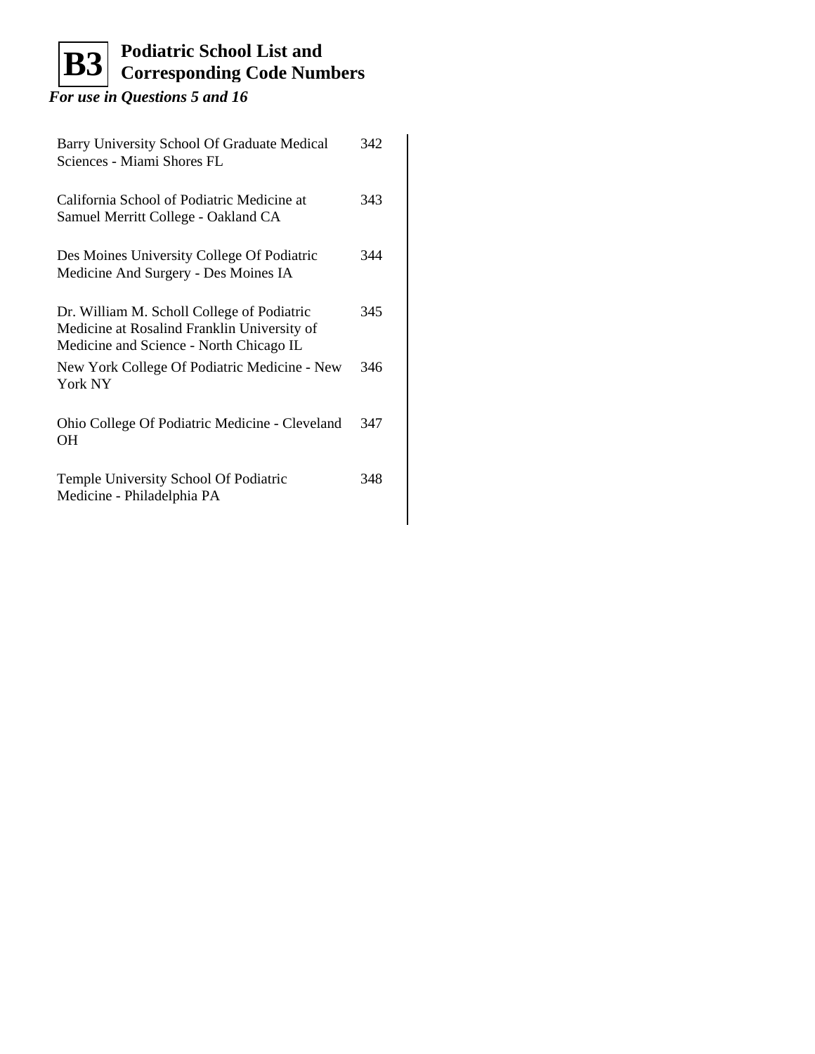# B3 Podiatric School List and Corresponding Code Numbers

***For use in Questions 5 and 16***

| School | Code |
|---|---|
| Barry University School Of Graduate Medical Sciences - Miami Shores FL | 342 |
| California School of Podiatric Medicine at Samuel Merritt College - Oakland CA | 343 |
| Des Moines University College Of Podiatric Medicine And Surgery - Des Moines IA | 344 |
| Dr. William M. Scholl College of Podiatric Medicine at Rosalind Franklin University of Medicine and Science - North Chicago IL | 345 |
| New York College Of Podiatric Medicine - New York NY | 346 |
| Ohio College Of Podiatric Medicine - Cleveland OH | 347 |
| Temple University School Of Podiatric Medicine - Philadelphia PA | 348 |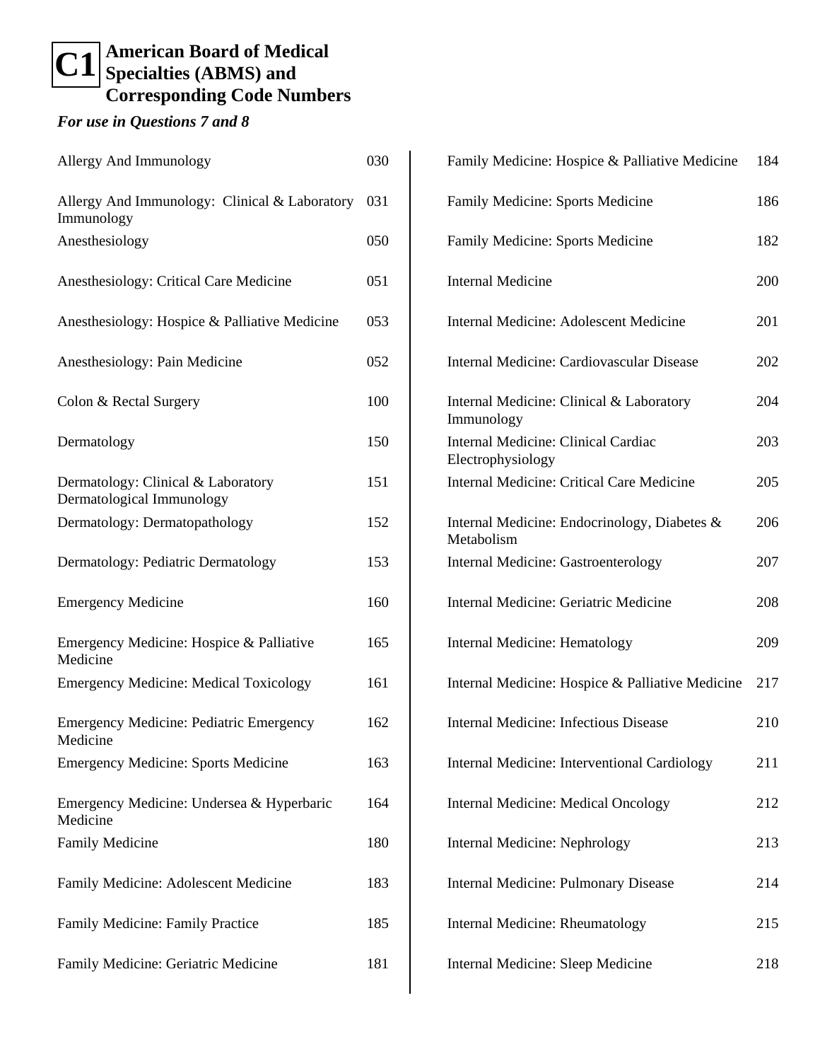# C1 American Board of Medical Specialties (ABMS) and Corresponding Code Numbers

*For use in Questions 7 and 8*

| Specialty | Code |
|---|---|
| Allergy And Immunology | 030 |
| Allergy And Immunology: Clinical & Laboratory Immunology | 031 |
| Anesthesiology | 050 |
| Anesthesiology: Critical Care Medicine | 051 |
| Anesthesiology: Hospice & Palliative Medicine | 053 |
| Anesthesiology: Pain Medicine | 052 |
| Colon & Rectal Surgery | 100 |
| Dermatology | 150 |
| Dermatology: Clinical & Laboratory Dermatological Immunology | 151 |
| Dermatology: Dermatopathology | 152 |
| Dermatology: Pediatric Dermatology | 153 |
| Emergency Medicine | 160 |
| Emergency Medicine: Hospice & Palliative Medicine | 165 |
| Emergency Medicine: Medical Toxicology | 161 |
| Emergency Medicine: Pediatric Emergency Medicine | 162 |
| Emergency Medicine: Sports Medicine | 163 |
| Emergency Medicine: Undersea & Hyperbaric Medicine | 164 |
| Family Medicine | 180 |
| Family Medicine: Adolescent Medicine | 183 |
| Family Medicine: Family Practice | 185 |
| Family Medicine: Geriatric Medicine | 181 |
| Family Medicine: Hospice & Palliative Medicine | 184 |
| Family Medicine: Sports Medicine | 186 |
| Family Medicine: Sports Medicine | 182 |
| Internal Medicine | 200 |
| Internal Medicine: Adolescent Medicine | 201 |
| Internal Medicine: Cardiovascular Disease | 202 |
| Internal Medicine: Clinical & Laboratory Immunology | 204 |
| Internal Medicine: Clinical Cardiac Electrophysiology | 203 |
| Internal Medicine: Critical Care Medicine | 205 |
| Internal Medicine: Endocrinology, Diabetes & Metabolism | 206 |
| Internal Medicine: Gastroenterology | 207 |
| Internal Medicine: Geriatric Medicine | 208 |
| Internal Medicine: Hematology | 209 |
| Internal Medicine: Hospice & Palliative Medicine | 217 |
| Internal Medicine: Infectious Disease | 210 |
| Internal Medicine: Interventional Cardiology | 211 |
| Internal Medicine: Medical Oncology | 212 |
| Internal Medicine: Nephrology | 213 |
| Internal Medicine: Pulmonary Disease | 214 |
| Internal Medicine: Rheumatology | 215 |
| Internal Medicine: Sleep Medicine | 218 |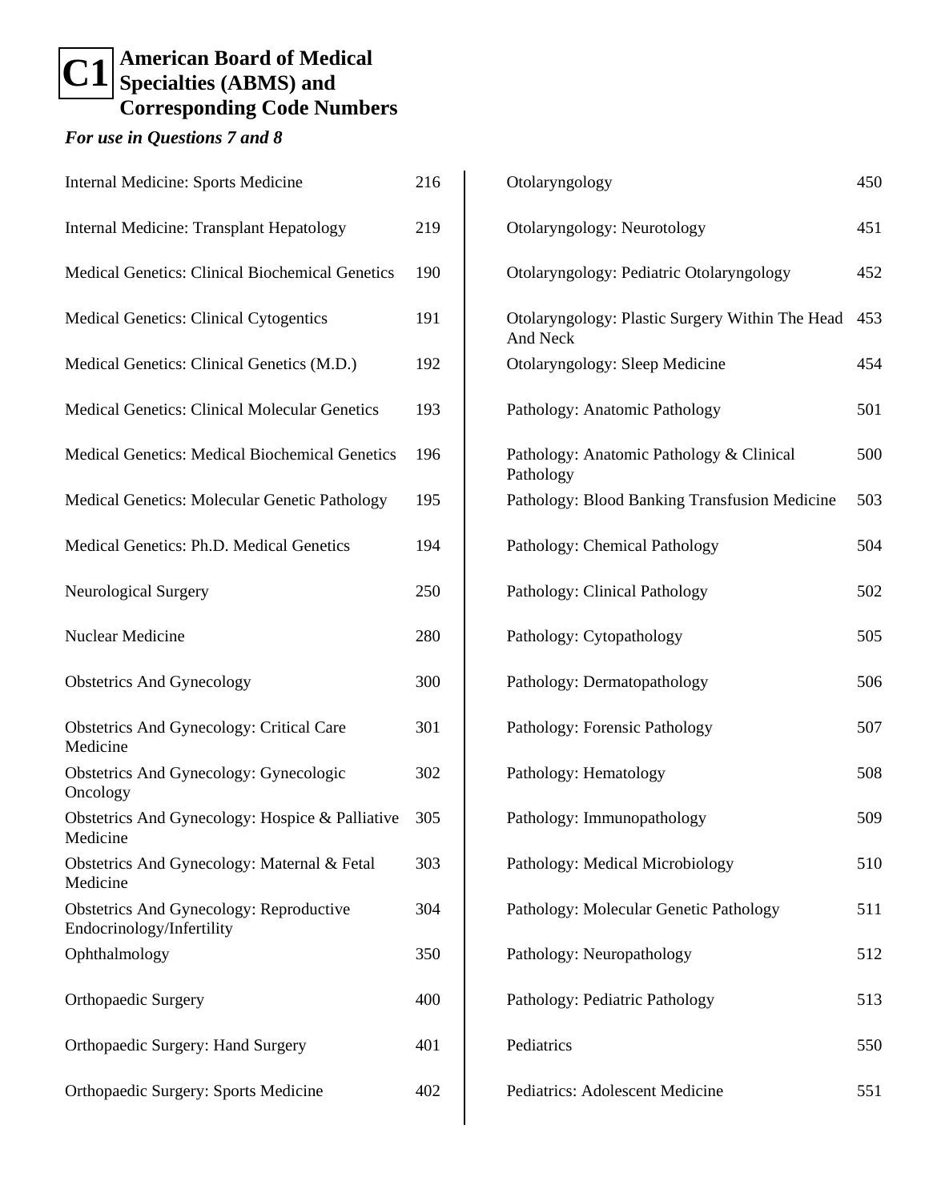# C1 American Board of Medical Specialties (ABMS) and Corresponding Code Numbers

*For use in Questions 7 and 8*

| Specialty | Code |
|---|---|
| Internal Medicine: Sports Medicine | 216 |
| Internal Medicine: Transplant Hepatology | 219 |
| Medical Genetics: Clinical Biochemical Genetics | 190 |
| Medical Genetics: Clinical Cytogentics | 191 |
| Medical Genetics: Clinical Genetics (M.D.) | 192 |
| Medical Genetics: Clinical Molecular Genetics | 193 |
| Medical Genetics: Medical Biochemical Genetics | 196 |
| Medical Genetics: Molecular Genetic Pathology | 195 |
| Medical Genetics: Ph.D. Medical Genetics | 194 |
| Neurological Surgery | 250 |
| Nuclear Medicine | 280 |
| Obstetrics And Gynecology | 300 |
| Obstetrics And Gynecology: Critical Care Medicine | 301 |
| Obstetrics And Gynecology: Gynecologic Oncology | 302 |
| Obstetrics And Gynecology: Hospice & Palliative Medicine | 305 |
| Obstetrics And Gynecology: Maternal & Fetal Medicine | 303 |
| Obstetrics And Gynecology: Reproductive Endocrinology/Infertility | 304 |
| Ophthalmology | 350 |
| Orthopaedic Surgery | 400 |
| Orthopaedic Surgery: Hand Surgery | 401 |
| Orthopaedic Surgery: Sports Medicine | 402 |
| Otolaryngology | 450 |
| Otolaryngology: Neurotology | 451 |
| Otolaryngology: Pediatric Otolaryngology | 452 |
| Otolaryngology: Plastic Surgery Within The Head And Neck | 453 |
| Otolaryngology: Sleep Medicine | 454 |
| Pathology: Anatomic Pathology | 501 |
| Pathology: Anatomic Pathology & Clinical Pathology | 500 |
| Pathology: Blood Banking Transfusion Medicine | 503 |
| Pathology: Chemical Pathology | 504 |
| Pathology: Clinical Pathology | 502 |
| Pathology: Cytopathology | 505 |
| Pathology: Dermatopathology | 506 |
| Pathology: Forensic Pathology | 507 |
| Pathology: Hematology | 508 |
| Pathology: Immunopathology | 509 |
| Pathology: Medical Microbiology | 510 |
| Pathology: Molecular Genetic Pathology | 511 |
| Pathology: Neuropathology | 512 |
| Pathology: Pediatric Pathology | 513 |
| Pediatrics | 550 |
| Pediatrics: Adolescent Medicine | 551 |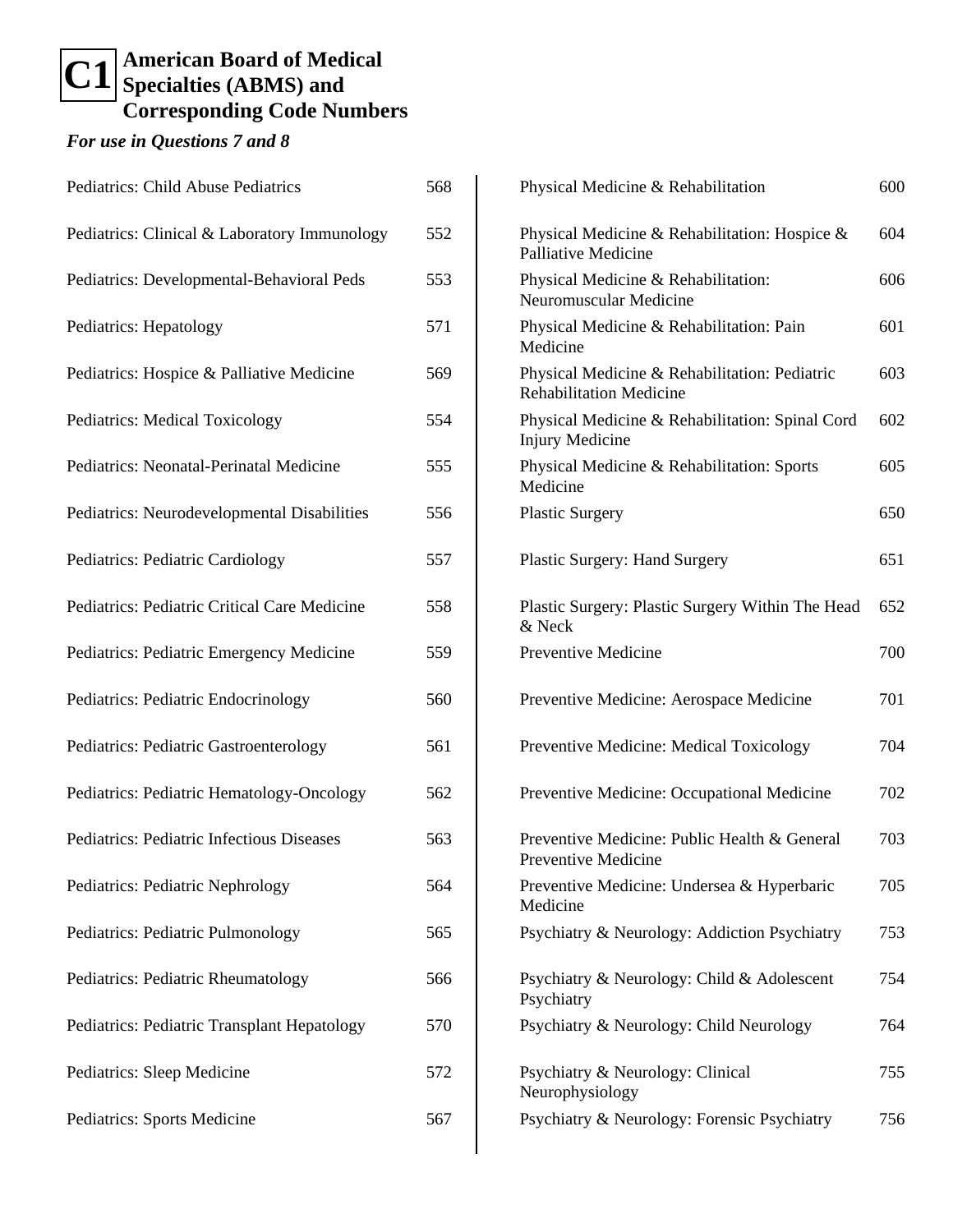# C1 American Board of Medical Specialties (ABMS) and Corresponding Code Numbers

*For use in Questions 7 and 8*

| Specialty | Code |
|---|---|
| Pediatrics: Child Abuse Pediatrics | 568 |
| Pediatrics: Clinical & Laboratory Immunology | 552 |
| Pediatrics: Developmental-Behavioral Peds | 553 |
| Pediatrics: Hepatology | 571 |
| Pediatrics: Hospice & Palliative Medicine | 569 |
| Pediatrics: Medical Toxicology | 554 |
| Pediatrics: Neonatal-Perinatal Medicine | 555 |
| Pediatrics: Neurodevelopmental Disabilities | 556 |
| Pediatrics: Pediatric Cardiology | 557 |
| Pediatrics: Pediatric Critical Care Medicine | 558 |
| Pediatrics: Pediatric Emergency Medicine | 559 |
| Pediatrics: Pediatric Endocrinology | 560 |
| Pediatrics: Pediatric Gastroenterology | 561 |
| Pediatrics: Pediatric Hematology-Oncology | 562 |
| Pediatrics: Pediatric Infectious Diseases | 563 |
| Pediatrics: Pediatric Nephrology | 564 |
| Pediatrics: Pediatric Pulmonology | 565 |
| Pediatrics: Pediatric Rheumatology | 566 |
| Pediatrics: Pediatric Transplant Hepatology | 570 |
| Pediatrics: Sleep Medicine | 572 |
| Pediatrics: Sports Medicine | 567 |
| Physical Medicine & Rehabilitation | 600 |
| Physical Medicine & Rehabilitation: Hospice & Palliative Medicine | 604 |
| Physical Medicine & Rehabilitation: Neuromuscular Medicine | 606 |
| Physical Medicine & Rehabilitation: Pain Medicine | 601 |
| Physical Medicine & Rehabilitation: Pediatric Rehabilitation Medicine | 603 |
| Physical Medicine & Rehabilitation: Spinal Cord Injury Medicine | 602 |
| Physical Medicine & Rehabilitation: Sports Medicine | 605 |
| Plastic Surgery | 650 |
| Plastic Surgery: Hand Surgery | 651 |
| Plastic Surgery: Plastic Surgery Within The Head & Neck | 652 |
| Preventive Medicine | 700 |
| Preventive Medicine: Aerospace Medicine | 701 |
| Preventive Medicine: Medical Toxicology | 704 |
| Preventive Medicine: Occupational Medicine | 702 |
| Preventive Medicine: Public Health & General Preventive Medicine | 703 |
| Preventive Medicine: Undersea & Hyperbaric Medicine | 705 |
| Psychiatry & Neurology: Addiction Psychiatry | 753 |
| Psychiatry & Neurology: Child & Adolescent Psychiatry | 754 |
| Psychiatry & Neurology: Child Neurology | 764 |
| Psychiatry & Neurology: Clinical Neurophysiology | 755 |
| Psychiatry & Neurology: Forensic Psychiatry | 756 |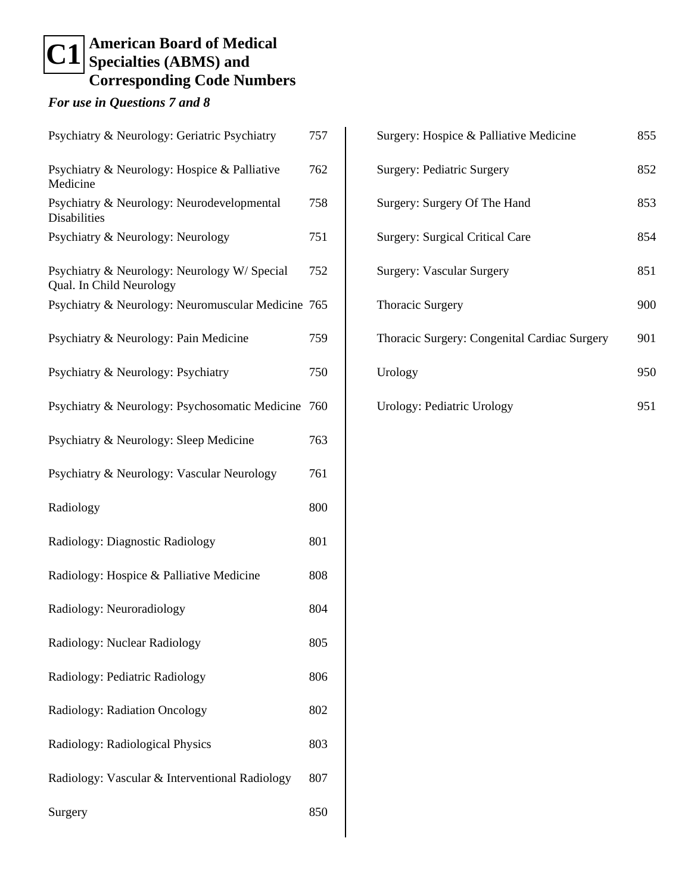# C1 American Board of Medical Specialties (ABMS) and Corresponding Code Numbers

***For use in Questions 7 and 8***

| Specialty | Code |
|---|---|
| Psychiatry & Neurology: Geriatric Psychiatry | 757 |
| Psychiatry & Neurology: Hospice & Palliative Medicine | 762 |
| Psychiatry & Neurology: Neurodevelopmental Disabilities | 758 |
| Psychiatry & Neurology: Neurology | 751 |
| Psychiatry & Neurology: Neurology W/ Special Qual. In Child Neurology | 752 |
| Psychiatry & Neurology: Neuromuscular Medicine | 765 |
| Psychiatry & Neurology: Pain Medicine | 759 |
| Psychiatry & Neurology: Psychiatry | 750 |
| Psychiatry & Neurology: Psychosomatic Medicine | 760 |
| Psychiatry & Neurology: Sleep Medicine | 763 |
| Psychiatry & Neurology: Vascular Neurology | 761 |
| Radiology | 800 |
| Radiology: Diagnostic Radiology | 801 |
| Radiology: Hospice & Palliative Medicine | 808 |
| Radiology: Neuroradiology | 804 |
| Radiology: Nuclear Radiology | 805 |
| Radiology: Pediatric Radiology | 806 |
| Radiology: Radiation Oncology | 802 |
| Radiology: Radiological Physics | 803 |
| Radiology: Vascular & Interventional Radiology | 807 |
| Surgery | 850 |
| Surgery: Hospice & Palliative Medicine | 855 |
| Surgery: Pediatric Surgery | 852 |
| Surgery: Surgery Of The Hand | 853 |
| Surgery: Surgical Critical Care | 854 |
| Surgery: Vascular Surgery | 851 |
| Thoracic Surgery | 900 |
| Thoracic Surgery: Congenital Cardiac Surgery | 901 |
| Urology | 950 |
| Urology: Pediatric Urology | 951 |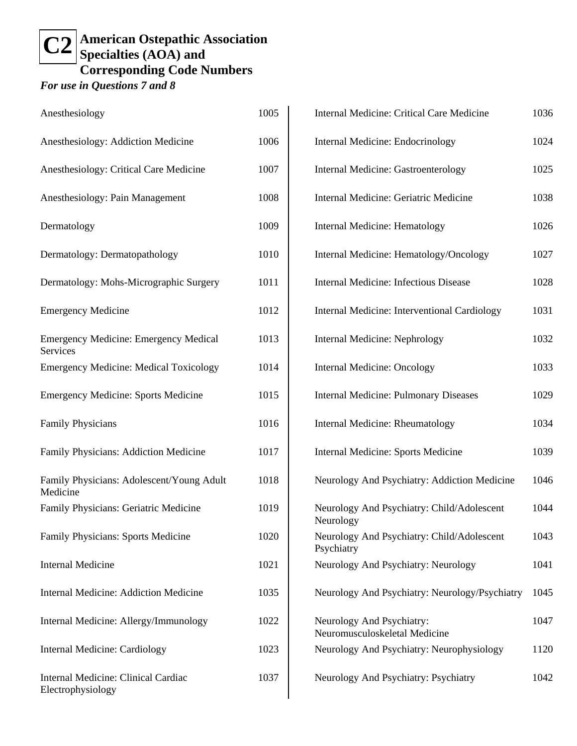# C2 American Ostepathic Association Specialties (AOA) and Corresponding Code Numbers

*For use in Questions 7 and 8*

| Specialty | Code |
|---|---|
| Anesthesiology | 1005 |
| Anesthesiology: Addiction Medicine | 1006 |
| Anesthesiology: Critical Care Medicine | 1007 |
| Anesthesiology: Pain Management | 1008 |
| Dermatology | 1009 |
| Dermatology: Dermatopathology | 1010 |
| Dermatology: Mohs-Micrographic Surgery | 1011 |
| Emergency Medicine | 1012 |
| Emergency Medicine: Emergency Medical Services | 1013 |
| Emergency Medicine: Medical Toxicology | 1014 |
| Emergency Medicine: Sports Medicine | 1015 |
| Family Physicians | 1016 |
| Family Physicians: Addiction Medicine | 1017 |
| Family Physicians: Adolescent/Young Adult Medicine | 1018 |
| Family Physicians: Geriatric Medicine | 1019 |
| Family Physicians: Sports Medicine | 1020 |
| Internal Medicine | 1021 |
| Internal Medicine: Addiction Medicine | 1035 |
| Internal Medicine: Allergy/Immunology | 1022 |
| Internal Medicine: Cardiology | 1023 |
| Internal Medicine: Clinical Cardiac Electrophysiology | 1037 |
| Internal Medicine: Critical Care Medicine | 1036 |
| Internal Medicine: Endocrinology | 1024 |
| Internal Medicine: Gastroenterology | 1025 |
| Internal Medicine: Geriatric Medicine | 1038 |
| Internal Medicine: Hematology | 1026 |
| Internal Medicine: Hematology/Oncology | 1027 |
| Internal Medicine: Infectious Disease | 1028 |
| Internal Medicine: Interventional Cardiology | 1031 |
| Internal Medicine: Nephrology | 1032 |
| Internal Medicine: Oncology | 1033 |
| Internal Medicine: Pulmonary Diseases | 1029 |
| Internal Medicine: Rheumatology | 1034 |
| Internal Medicine: Sports Medicine | 1039 |
| Neurology And Psychiatry: Addiction Medicine | 1046 |
| Neurology And Psychiatry: Child/Adolescent Neurology | 1044 |
| Neurology And Psychiatry: Child/Adolescent Psychiatry | 1043 |
| Neurology And Psychiatry: Neurology | 1041 |
| Neurology And Psychiatry: Neurology/Psychiatry | 1045 |
| Neurology And Psychiatry: Neuromusculoskeletal Medicine | 1047 |
| Neurology And Psychiatry: Neurophysiology | 1120 |
| Neurology And Psychiatry: Psychiatry | 1042 |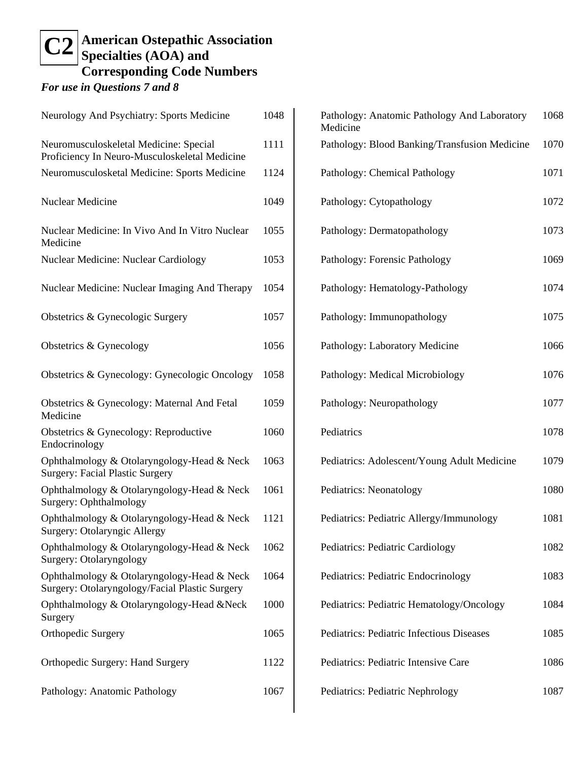# C2 American Ostepathic Association Specialties (AOA) and Corresponding Code Numbers

*For use in Questions 7 and 8*

| Specialty | Code |
| --- | --- |
| Neurology And Psychiatry: Sports Medicine | 1048 |
| Neuromusculoskeletal Medicine: Special Proficiency In Neuro-Musculoskeletal Medicine | 1111 |
| Neuromusculosketal Medicine: Sports Medicine | 1124 |
| Nuclear Medicine | 1049 |
| Nuclear Medicine: In Vivo And In Vitro Nuclear Medicine | 1055 |
| Nuclear Medicine: Nuclear Cardiology | 1053 |
| Nuclear Medicine: Nuclear Imaging And Therapy | 1054 |
| Obstetrics & Gynecologic Surgery | 1057 |
| Obstetrics & Gynecology | 1056 |
| Obstetrics & Gynecology: Gynecologic Oncology | 1058 |
| Obstetrics & Gynecology: Maternal And Fetal Medicine | 1059 |
| Obstetrics & Gynecology: Reproductive Endocrinology | 1060 |
| Ophthalmology & Otolaryngology-Head & Neck Surgery: Facial Plastic Surgery | 1063 |
| Ophthalmology & Otolaryngology-Head & Neck Surgery: Ophthalmology | 1061 |
| Ophthalmology & Otolaryngology-Head & Neck Surgery: Otolaryngic Allergy | 1121 |
| Ophthalmology & Otolaryngology-Head & Neck Surgery: Otolaryngology | 1062 |
| Ophthalmology & Otolaryngology-Head & Neck Surgery: Otolaryngology/Facial Plastic Surgery | 1064 |
| Ophthalmology & Otolaryngology-Head &Neck Surgery | 1000 |
| Orthopedic Surgery | 1065 |
| Orthopedic Surgery: Hand Surgery | 1122 |
| Pathology: Anatomic Pathology | 1067 |
| Pathology: Anatomic Pathology And Laboratory Medicine | 1068 |
| Pathology: Blood Banking/Transfusion Medicine | 1070 |
| Pathology: Chemical Pathology | 1071 |
| Pathology: Cytopathology | 1072 |
| Pathology: Dermatopathology | 1073 |
| Pathology: Forensic Pathology | 1069 |
| Pathology: Hematology-Pathology | 1074 |
| Pathology: Immunopathology | 1075 |
| Pathology: Laboratory Medicine | 1066 |
| Pathology: Medical Microbiology | 1076 |
| Pathology: Neuropathology | 1077 |
| Pediatrics | 1078 |
| Pediatrics: Adolescent/Young Adult Medicine | 1079 |
| Pediatrics: Neonatology | 1080 |
| Pediatrics: Pediatric Allergy/Immunology | 1081 |
| Pediatrics: Pediatric Cardiology | 1082 |
| Pediatrics: Pediatric Endocrinology | 1083 |
| Pediatrics: Pediatric Hematology/Oncology | 1084 |
| Pediatrics: Pediatric Infectious Diseases | 1085 |
| Pediatrics: Pediatric Intensive Care | 1086 |
| Pediatrics: Pediatric Nephrology | 1087 |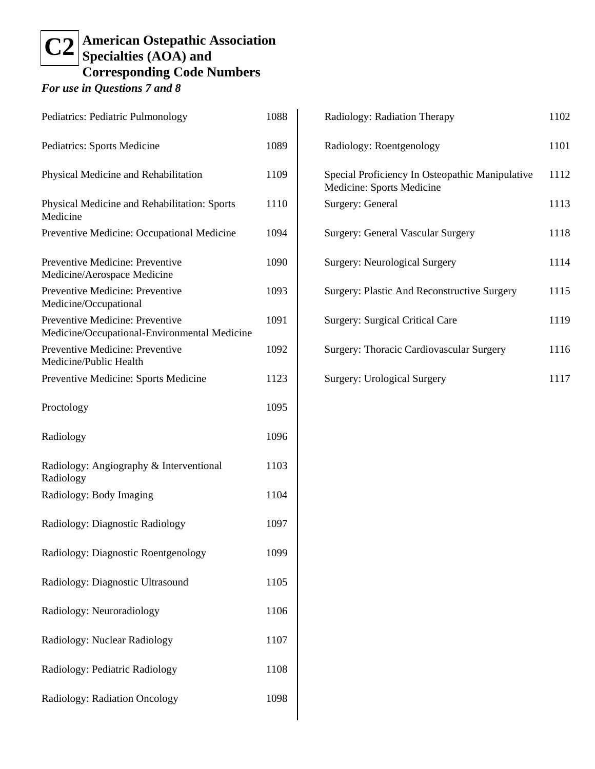# C2 American Ostepathic Association Specialties (AOA) and Corresponding Code Numbers

*For use in Questions 7 and 8*

| Specialty | Code |
|---|---|
| Pediatrics: Pediatric Pulmonology | 1088 |
| Pediatrics: Sports Medicine | 1089 |
| Physical Medicine and Rehabilitation | 1109 |
| Physical Medicine and Rehabilitation: Sports Medicine | 1110 |
| Preventive Medicine: Occupational Medicine | 1094 |
| Preventive Medicine: Preventive Medicine/Aerospace Medicine | 1090 |
| Preventive Medicine: Preventive Medicine/Occupational | 1093 |
| Preventive Medicine: Preventive Medicine/Occupational-Environmental Medicine | 1091 |
| Preventive Medicine: Preventive Medicine/Public Health | 1092 |
| Preventive Medicine: Sports Medicine | 1123 |
| Proctology | 1095 |
| Radiology | 1096 |
| Radiology: Angiography & Interventional Radiology | 1103 |
| Radiology: Body Imaging | 1104 |
| Radiology: Diagnostic Radiology | 1097 |
| Radiology: Diagnostic Roentgenology | 1099 |
| Radiology: Diagnostic Ultrasound | 1105 |
| Radiology: Neuroradiology | 1106 |
| Radiology: Nuclear Radiology | 1107 |
| Radiology: Pediatric Radiology | 1108 |
| Radiology: Radiation Oncology | 1098 |
| Radiology: Radiation Therapy | 1102 |
| Radiology: Roentgenology | 1101 |
| Special Proficiency In Osteopathic Manipulative Medicine: Sports Medicine | 1112 |
| Surgery: General | 1113 |
| Surgery: General Vascular Surgery | 1118 |
| Surgery: Neurological Surgery | 1114 |
| Surgery: Plastic And Reconstructive Surgery | 1115 |
| Surgery: Surgical Critical Care | 1119 |
| Surgery: Thoracic Cardiovascular Surgery | 1116 |
| Surgery: Urological Surgery | 1117 |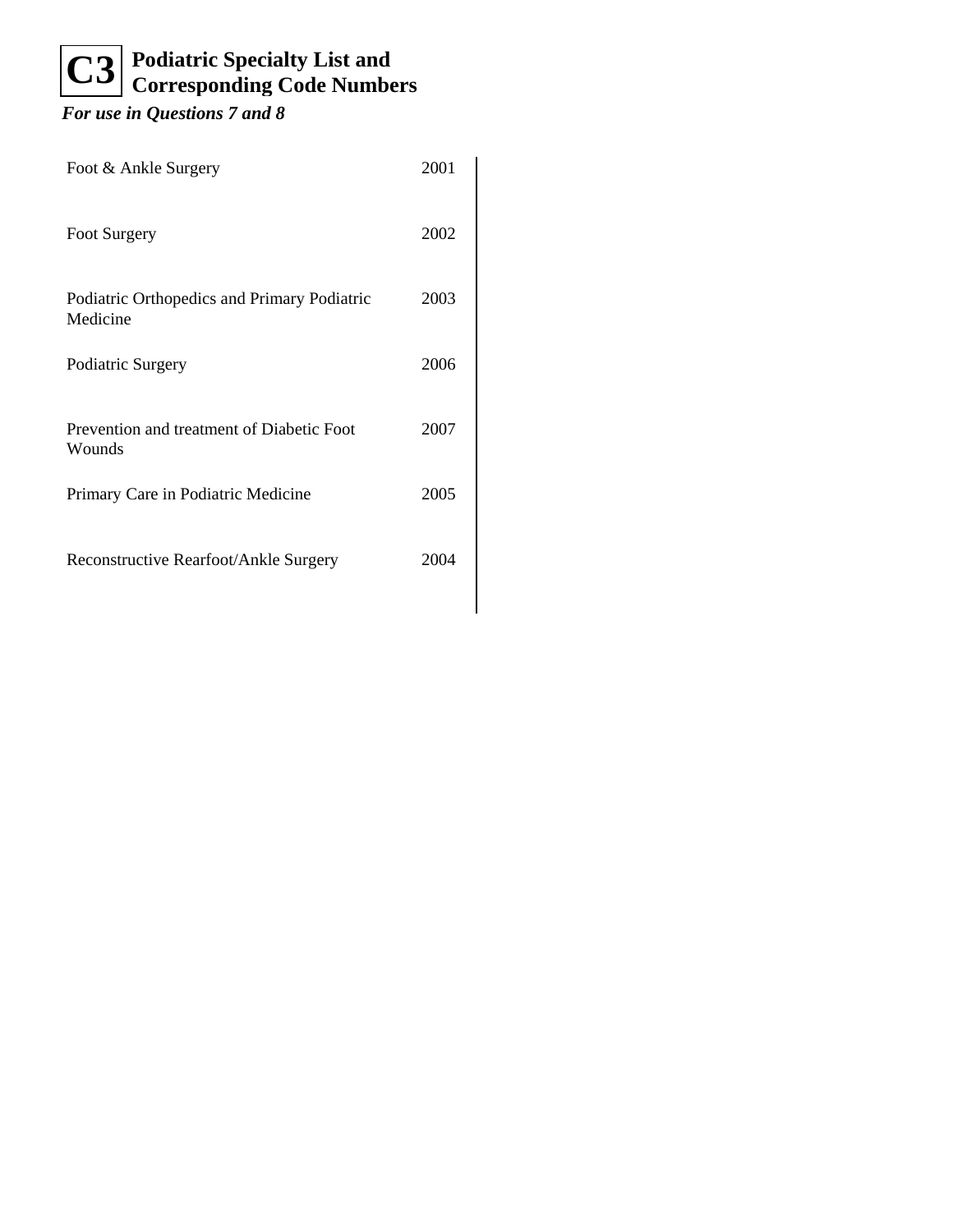# C3 Podiatric Specialty List and Corresponding Code Numbers

***For use in Questions 7 and 8***

| Specialty | Code |
|---|---|
| Foot & Ankle Surgery | 2001 |
| Foot Surgery | 2002 |
| Podiatric Orthopedics and Primary Podiatric Medicine | 2003 |
| Podiatric Surgery | 2006 |
| Prevention and treatment of Diabetic Foot Wounds | 2007 |
| Primary Care in Podiatric Medicine | 2005 |
| Reconstructive Rearfoot/Ankle Surgery | 2004 |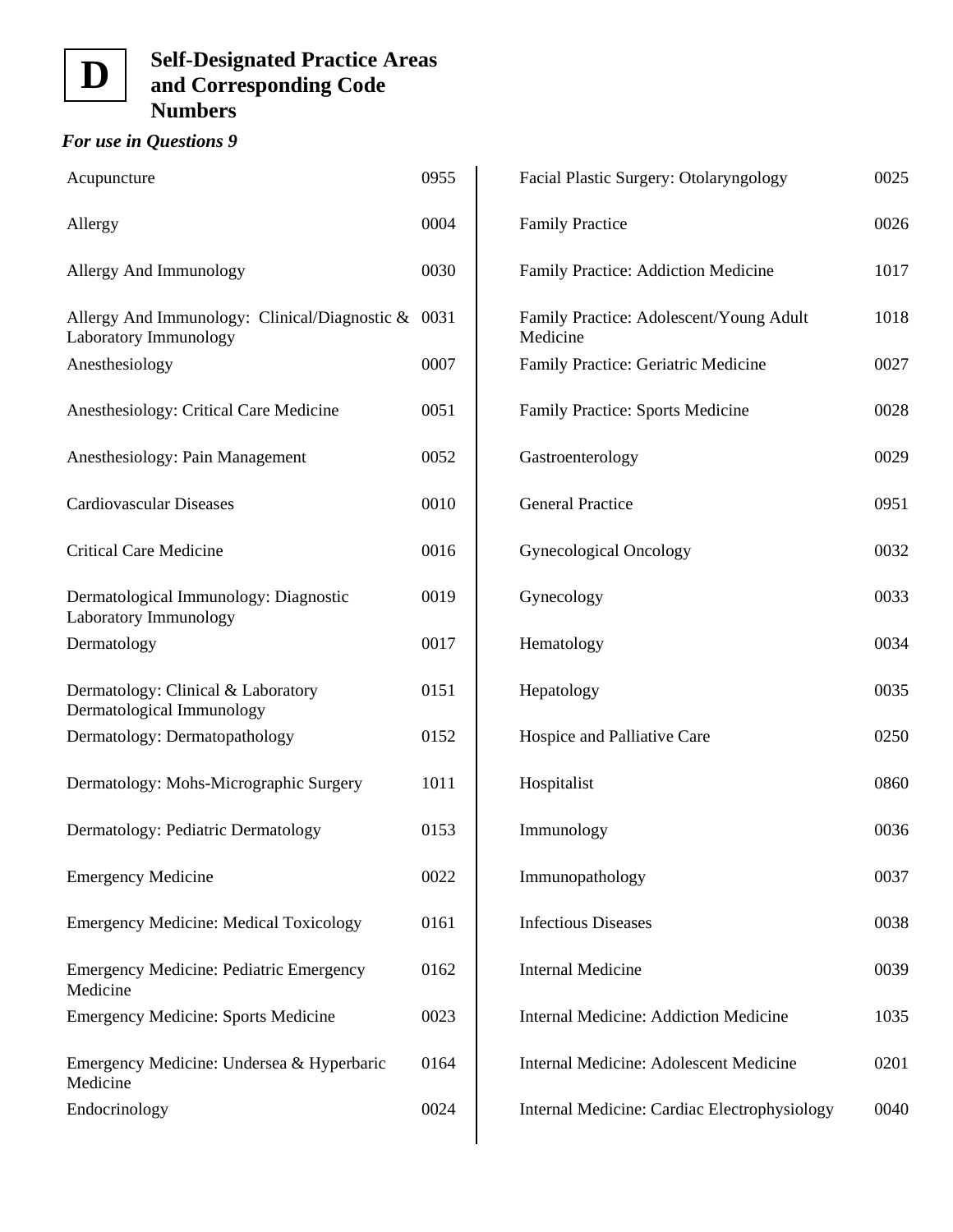# D Self-Designated Practice Areas and Corresponding Code Numbers

*For use in Questions 9*

| Practice Area | Code |
|---|---|
| Acupuncture | 0955 |
| Allergy | 0004 |
| Allergy And Immunology | 0030 |
| Allergy And Immunology: Clinical/Diagnostic & Laboratory Immunology | 0031 |
| Anesthesiology | 0007 |
| Anesthesiology: Critical Care Medicine | 0051 |
| Anesthesiology: Pain Management | 0052 |
| Cardiovascular Diseases | 0010 |
| Critical Care Medicine | 0016 |
| Dermatological Immunology: Diagnostic Laboratory Immunology | 0019 |
| Dermatology | 0017 |
| Dermatology: Clinical & Laboratory Dermatological Immunology | 0151 |
| Dermatology: Dermatopathology | 0152 |
| Dermatology: Mohs-Micrographic Surgery | 1011 |
| Dermatology: Pediatric Dermatology | 0153 |
| Emergency Medicine | 0022 |
| Emergency Medicine: Medical Toxicology | 0161 |
| Emergency Medicine: Pediatric Emergency Medicine | 0162 |
| Emergency Medicine: Sports Medicine | 0023 |
| Emergency Medicine: Undersea & Hyperbaric Medicine | 0164 |
| Endocrinology | 0024 |
| Facial Plastic Surgery: Otolaryngology | 0025 |
| Family Practice | 0026 |
| Family Practice: Addiction Medicine | 1017 |
| Family Practice: Adolescent/Young Adult Medicine | 1018 |
| Family Practice: Geriatric Medicine | 0027 |
| Family Practice: Sports Medicine | 0028 |
| Gastroenterology | 0029 |
| General Practice | 0951 |
| Gynecological Oncology | 0032 |
| Gynecology | 0033 |
| Hematology | 0034 |
| Hepatology | 0035 |
| Hospice and Palliative Care | 0250 |
| Hospitalist | 0860 |
| Immunology | 0036 |
| Immunopathology | 0037 |
| Infectious Diseases | 0038 |
| Internal Medicine | 0039 |
| Internal Medicine: Addiction Medicine | 1035 |
| Internal Medicine: Adolescent Medicine | 0201 |
| Internal Medicine: Cardiac Electrophysiology | 0040 |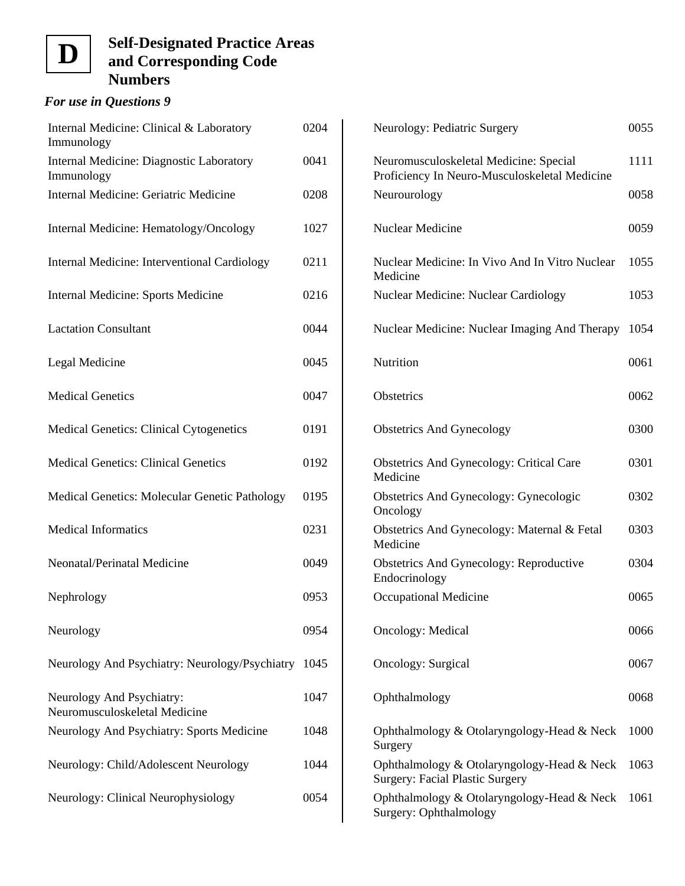# D Self-Designated Practice Areas and Corresponding Code Numbers

***For use in Questions 9***

| Practice Area | Code |
|---|---|
| Internal Medicine: Clinical & Laboratory Immunology | 0204 |
| Internal Medicine: Diagnostic Laboratory Immunology | 0041 |
| Internal Medicine: Geriatric Medicine | 0208 |
| Internal Medicine: Hematology/Oncology | 1027 |
| Internal Medicine: Interventional Cardiology | 0211 |
| Internal Medicine: Sports Medicine | 0216 |
| Lactation Consultant | 0044 |
| Legal Medicine | 0045 |
| Medical Genetics | 0047 |
| Medical Genetics: Clinical Cytogenetics | 0191 |
| Medical Genetics: Clinical Genetics | 0192 |
| Medical Genetics: Molecular Genetic Pathology | 0195 |
| Medical Informatics | 0231 |
| Neonatal/Perinatal Medicine | 0049 |
| Nephrology | 0953 |
| Neurology | 0954 |
| Neurology And Psychiatry: Neurology/Psychiatry | 1045 |
| Neurology And Psychiatry: Neuromusculoskeletal Medicine | 1047 |
| Neurology And Psychiatry: Sports Medicine | 1048 |
| Neurology: Child/Adolescent Neurology | 1044 |
| Neurology: Clinical Neurophysiology | 0054 |
| Neurology: Pediatric Surgery | 0055 |
| Neuromusculoskeletal Medicine: Special Proficiency In Neuro-Musculoskeletal Medicine | 1111 |
| Neurourology | 0058 |
| Nuclear Medicine | 0059 |
| Nuclear Medicine: In Vivo And In Vitro Nuclear Medicine | 1055 |
| Nuclear Medicine: Nuclear Cardiology | 1053 |
| Nuclear Medicine: Nuclear Imaging And Therapy | 1054 |
| Nutrition | 0061 |
| Obstetrics | 0062 |
| Obstetrics And Gynecology | 0300 |
| Obstetrics And Gynecology: Critical Care Medicine | 0301 |
| Obstetrics And Gynecology: Gynecologic Oncology | 0302 |
| Obstetrics And Gynecology: Maternal & Fetal Medicine | 0303 |
| Obstetrics And Gynecology: Reproductive Endocrinology | 0304 |
| Occupational Medicine | 0065 |
| Oncology: Medical | 0066 |
| Oncology: Surgical | 0067 |
| Ophthalmology | 0068 |
| Ophthalmology & Otolaryngology-Head & Neck Surgery | 1000 |
| Ophthalmology & Otolaryngology-Head & Neck Surgery: Facial Plastic Surgery | 1063 |
| Ophthalmology & Otolaryngology-Head & Neck Surgery: Ophthalmology | 1061 |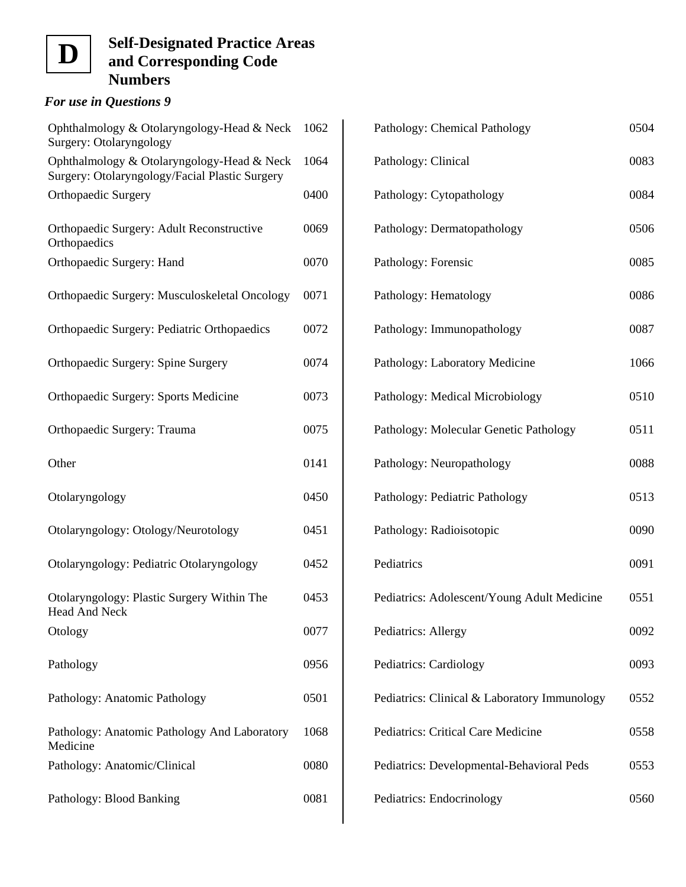# D Self-Designated Practice Areas and Corresponding Code Numbers

***For use in Questions 9***

| Practice Area | Code |
| --- | --- |
| Ophthalmology & Otolaryngology-Head & Neck Surgery: Otolaryngology | 1062 |
| Ophthalmology & Otolaryngology-Head & Neck Surgery: Otolaryngology/Facial Plastic Surgery | 1064 |
| Orthopaedic Surgery | 0400 |
| Orthopaedic Surgery: Adult Reconstructive Orthopaedics | 0069 |
| Orthopaedic Surgery: Hand | 0070 |
| Orthopaedic Surgery: Musculoskeletal Oncology | 0071 |
| Orthopaedic Surgery: Pediatric Orthopaedics | 0072 |
| Orthopaedic Surgery: Spine Surgery | 0074 |
| Orthopaedic Surgery: Sports Medicine | 0073 |
| Orthopaedic Surgery: Trauma | 0075 |
| Other | 0141 |
| Otolaryngology | 0450 |
| Otolaryngology: Otology/Neurotology | 0451 |
| Otolaryngology: Pediatric Otolaryngology | 0452 |
| Otolaryngology: Plastic Surgery Within The Head And Neck | 0453 |
| Otology | 0077 |
| Pathology | 0956 |
| Pathology: Anatomic Pathology | 0501 |
| Pathology: Anatomic Pathology And Laboratory Medicine | 1068 |
| Pathology: Anatomic/Clinical | 0080 |
| Pathology: Blood Banking | 0081 |
| Pathology: Chemical Pathology | 0504 |
| Pathology: Clinical | 0083 |
| Pathology: Cytopathology | 0084 |
| Pathology: Dermatopathology | 0506 |
| Pathology: Forensic | 0085 |
| Pathology: Hematology | 0086 |
| Pathology: Immunopathology | 0087 |
| Pathology: Laboratory Medicine | 1066 |
| Pathology: Medical Microbiology | 0510 |
| Pathology: Molecular Genetic Pathology | 0511 |
| Pathology: Neuropathology | 0088 |
| Pathology: Pediatric Pathology | 0513 |
| Pathology: Radioisotopic | 0090 |
| Pediatrics | 0091 |
| Pediatrics: Adolescent/Young Adult Medicine | 0551 |
| Pediatrics: Allergy | 0092 |
| Pediatrics: Cardiology | 0093 |
| Pediatrics: Clinical & Laboratory Immunology | 0552 |
| Pediatrics: Critical Care Medicine | 0558 |
| Pediatrics: Developmental-Behavioral Peds | 0553 |
| Pediatrics: Endocrinology | 0560 |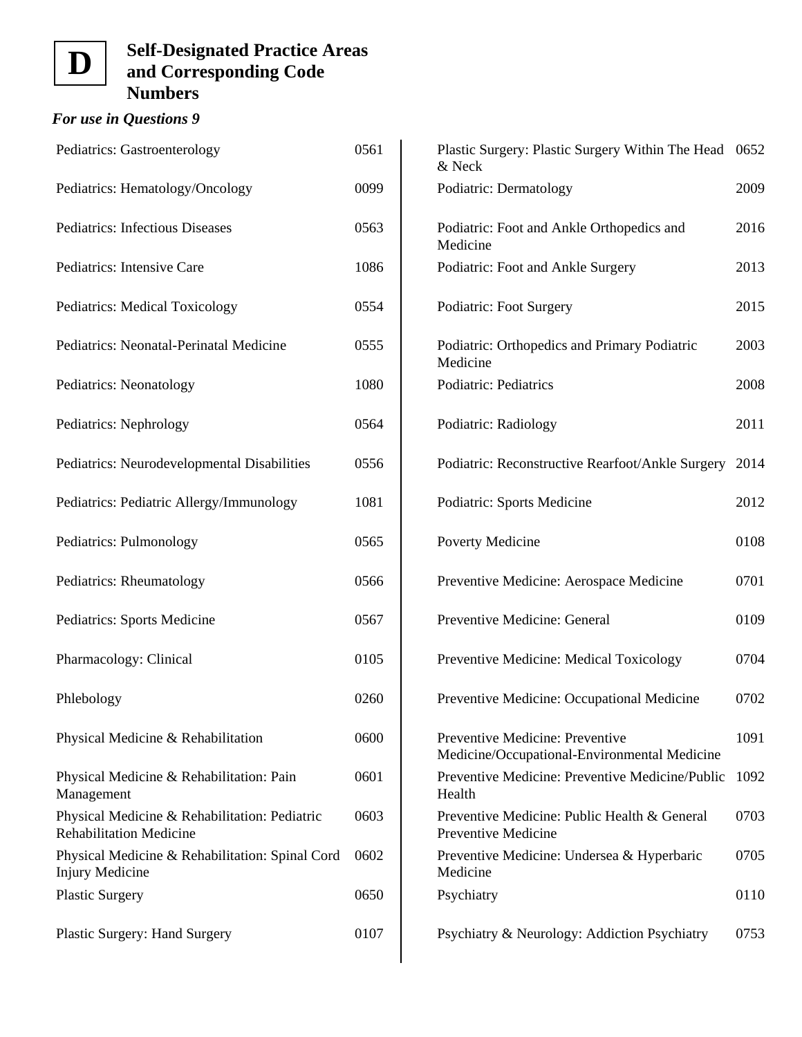**D**

## Self-Designated Practice Areas and Corresponding Code Numbers

***For use in Questions 9***

| Practice Area | Code |
|---|---|
| Pediatrics: Gastroenterology | 0561 |
| Pediatrics: Hematology/Oncology | 0099 |
| Pediatrics: Infectious Diseases | 0563 |
| Pediatrics: Intensive Care | 1086 |
| Pediatrics: Medical Toxicology | 0554 |
| Pediatrics: Neonatal-Perinatal Medicine | 0555 |
| Pediatrics: Neonatology | 1080 |
| Pediatrics: Nephrology | 0564 |
| Pediatrics: Neurodevelopmental Disabilities | 0556 |
| Pediatrics: Pediatric Allergy/Immunology | 1081 |
| Pediatrics: Pulmonology | 0565 |
| Pediatrics: Rheumatology | 0566 |
| Pediatrics: Sports Medicine | 0567 |
| Pharmacology: Clinical | 0105 |
| Phlebology | 0260 |
| Physical Medicine & Rehabilitation | 0600 |
| Physical Medicine & Rehabilitation: Pain Management | 0601 |
| Physical Medicine & Rehabilitation: Pediatric Rehabilitation Medicine | 0603 |
| Physical Medicine & Rehabilitation: Spinal Cord Injury Medicine | 0602 |
| Plastic Surgery | 0650 |
| Plastic Surgery: Hand Surgery | 0107 |
| Plastic Surgery: Plastic Surgery Within The Head & Neck | 0652 |
| Podiatric: Dermatology | 2009 |
| Podiatric: Foot and Ankle Orthopedics and Medicine | 2016 |
| Podiatric: Foot and Ankle Surgery | 2013 |
| Podiatric: Foot Surgery | 2015 |
| Podiatric: Orthopedics and Primary Podiatric Medicine | 2003 |
| Podiatric: Pediatrics | 2008 |
| Podiatric: Radiology | 2011 |
| Podiatric: Reconstructive Rearfoot/Ankle Surgery | 2014 |
| Podiatric: Sports Medicine | 2012 |
| Poverty Medicine | 0108 |
| Preventive Medicine: Aerospace Medicine | 0701 |
| Preventive Medicine: General | 0109 |
| Preventive Medicine: Medical Toxicology | 0704 |
| Preventive Medicine: Occupational Medicine | 0702 |
| Preventive Medicine: Preventive Medicine/Occupational-Environmental Medicine | 1091 |
| Preventive Medicine: Preventive Medicine/Public Health | 1092 |
| Preventive Medicine: Public Health & General Preventive Medicine | 0703 |
| Preventive Medicine: Undersea & Hyperbaric Medicine | 0705 |
| Psychiatry | 0110 |
| Psychiatry & Neurology: Addiction Psychiatry | 0753 |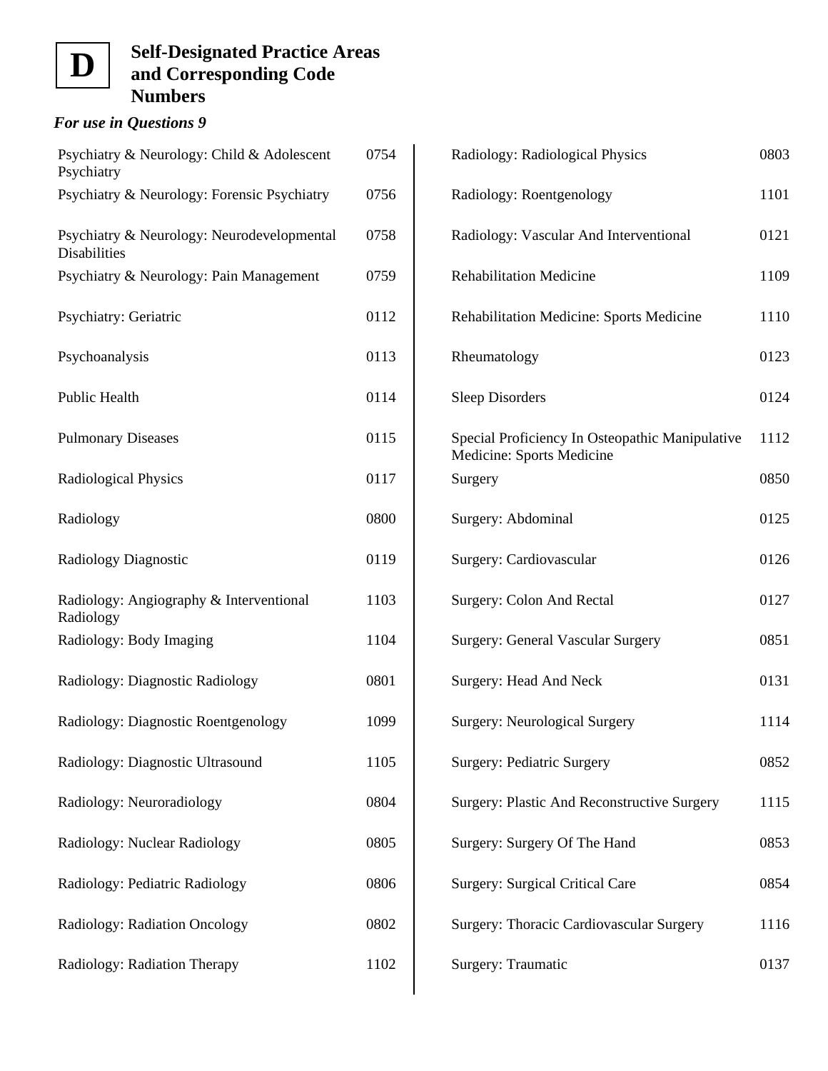# D Self-Designated Practice Areas and Corresponding Code Numbers

***For use in Questions 9***

| Practice Area | Code |
|---|---|
| Psychiatry & Neurology: Child & Adolescent Psychiatry | 0754 |
| Psychiatry & Neurology: Forensic Psychiatry | 0756 |
| Psychiatry & Neurology: Neurodevelopmental Disabilities | 0758 |
| Psychiatry & Neurology: Pain Management | 0759 |
| Psychiatry: Geriatric | 0112 |
| Psychoanalysis | 0113 |
| Public Health | 0114 |
| Pulmonary Diseases | 0115 |
| Radiological Physics | 0117 |
| Radiology | 0800 |
| Radiology Diagnostic | 0119 |
| Radiology: Angiography & Interventional Radiology | 1103 |
| Radiology: Body Imaging | 1104 |
| Radiology: Diagnostic Radiology | 0801 |
| Radiology: Diagnostic Roentgenology | 1099 |
| Radiology: Diagnostic Ultrasound | 1105 |
| Radiology: Neuroradiology | 0804 |
| Radiology: Nuclear Radiology | 0805 |
| Radiology: Pediatric Radiology | 0806 |
| Radiology: Radiation Oncology | 0802 |
| Radiology: Radiation Therapy | 1102 |
| Radiology: Radiological Physics | 0803 |
| Radiology: Roentgenology | 1101 |
| Radiology: Vascular And Interventional | 0121 |
| Rehabilitation Medicine | 1109 |
| Rehabilitation Medicine: Sports Medicine | 1110 |
| Rheumatology | 0123 |
| Sleep Disorders | 0124 |
| Special Proficiency In Osteopathic Manipulative Medicine: Sports Medicine | 1112 |
| Surgery | 0850 |
| Surgery: Abdominal | 0125 |
| Surgery: Cardiovascular | 0126 |
| Surgery: Colon And Rectal | 0127 |
| Surgery: General Vascular Surgery | 0851 |
| Surgery: Head And Neck | 0131 |
| Surgery: Neurological Surgery | 1114 |
| Surgery: Pediatric Surgery | 0852 |
| Surgery: Plastic And Reconstructive Surgery | 1115 |
| Surgery: Surgery Of The Hand | 0853 |
| Surgery: Surgical Critical Care | 0854 |
| Surgery: Thoracic Cardiovascular Surgery | 1116 |
| Surgery: Traumatic | 0137 |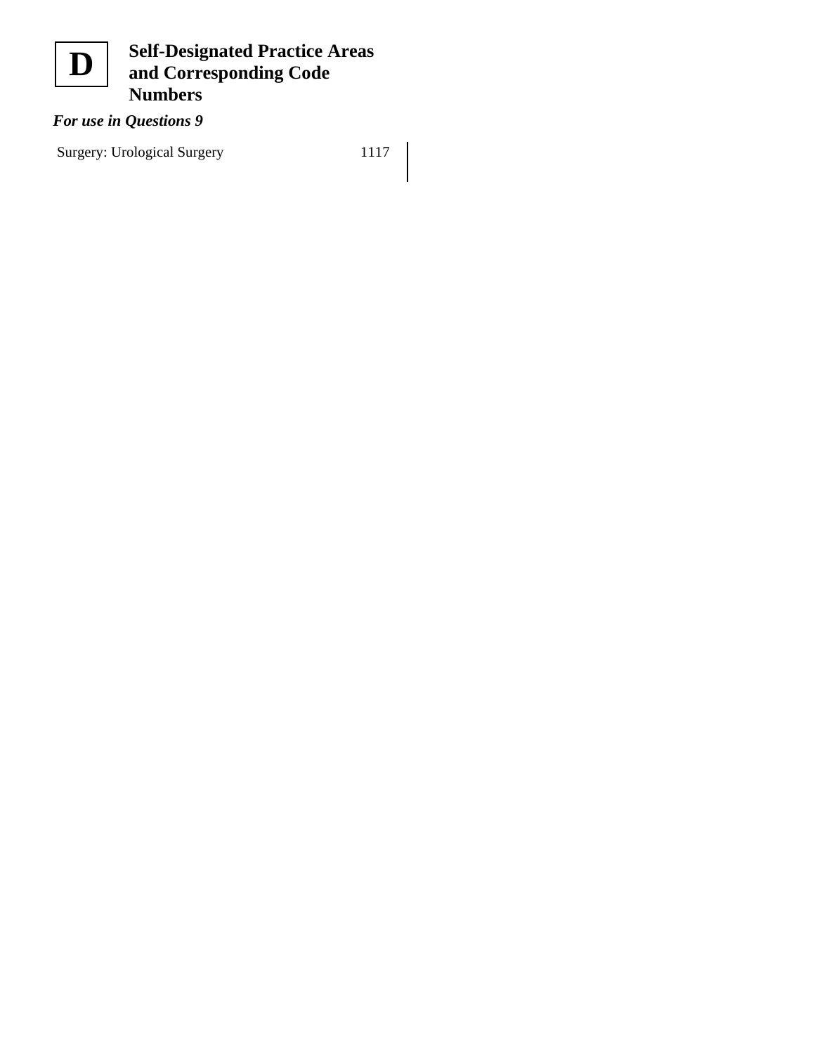# D Self-Designated Practice Areas and Corresponding Code Numbers

***For use in Questions 9***

| | |
|---|---|
| Surgery: Urological Surgery | 1117 |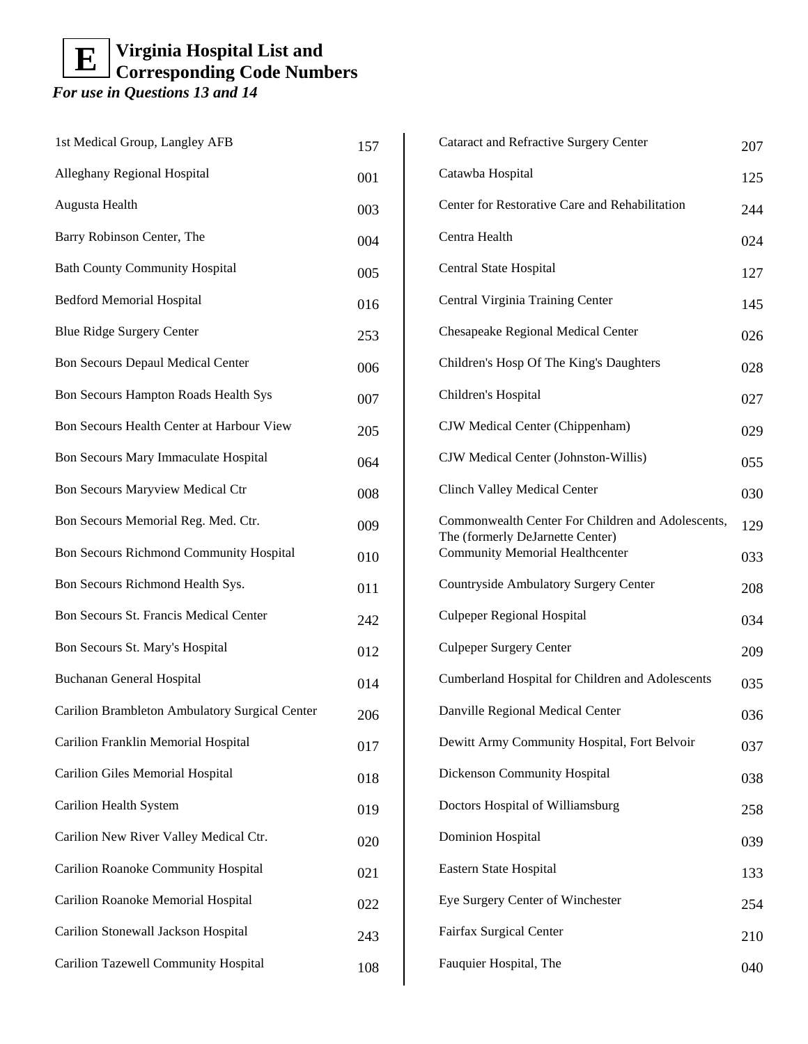# E Virginia Hospital List and Corresponding Code Numbers

*For use in Questions 13 and 14*

| Hospital | Code |
|---|---|
| 1st Medical Group, Langley AFB | 157 |
| Alleghany Regional Hospital | 001 |
| Augusta Health | 003 |
| Barry Robinson Center, The | 004 |
| Bath County Community Hospital | 005 |
| Bedford Memorial Hospital | 016 |
| Blue Ridge Surgery Center | 253 |
| Bon Secours Depaul Medical Center | 006 |
| Bon Secours Hampton Roads Health Sys | 007 |
| Bon Secours Health Center at Harbour View | 205 |
| Bon Secours Mary Immaculate Hospital | 064 |
| Bon Secours Maryview Medical Ctr | 008 |
| Bon Secours Memorial Reg. Med. Ctr. | 009 |
| Bon Secours Richmond Community Hospital | 010 |
| Bon Secours Richmond Health Sys. | 011 |
| Bon Secours St. Francis Medical Center | 242 |
| Bon Secours St. Mary's Hospital | 012 |
| Buchanan General Hospital | 014 |
| Carilion Brambleton Ambulatory Surgical Center | 206 |
| Carilion Franklin Memorial Hospital | 017 |
| Carilion Giles Memorial Hospital | 018 |
| Carilion Health System | 019 |
| Carilion New River Valley Medical Ctr. | 020 |
| Carilion Roanoke Community Hospital | 021 |
| Carilion Roanoke Memorial Hospital | 022 |
| Carilion Stonewall Jackson Hospital | 243 |
| Carilion Tazewell Community Hospital | 108 |
| Cataract and Refractive Surgery Center | 207 |
| Catawba Hospital | 125 |
| Center for Restorative Care and Rehabilitation | 244 |
| Centra Health | 024 |
| Central State Hospital | 127 |
| Central Virginia Training Center | 145 |
| Chesapeake Regional Medical Center | 026 |
| Children's Hosp Of The King's Daughters | 028 |
| Children's Hospital | 027 |
| CJW Medical Center (Chippenham) | 029 |
| CJW Medical Center (Johnston-Willis) | 055 |
| Clinch Valley Medical Center | 030 |
| Commonwealth Center For Children and Adolescents, The (formerly DeJarnette Center) | 129 |
| Community Memorial Healthcenter | 033 |
| Countryside Ambulatory Surgery Center | 208 |
| Culpeper Regional Hospital | 034 |
| Culpeper Surgery Center | 209 |
| Cumberland Hospital for Children and Adolescents | 035 |
| Danville Regional Medical Center | 036 |
| Dewitt Army Community Hospital, Fort Belvoir | 037 |
| Dickenson Community Hospital | 038 |
| Doctors Hospital of Williamsburg | 258 |
| Dominion Hospital | 039 |
| Eastern State Hospital | 133 |
| Eye Surgery Center of Winchester | 254 |
| Fairfax Surgical Center | 210 |
| Fauquier Hospital, The | 040 |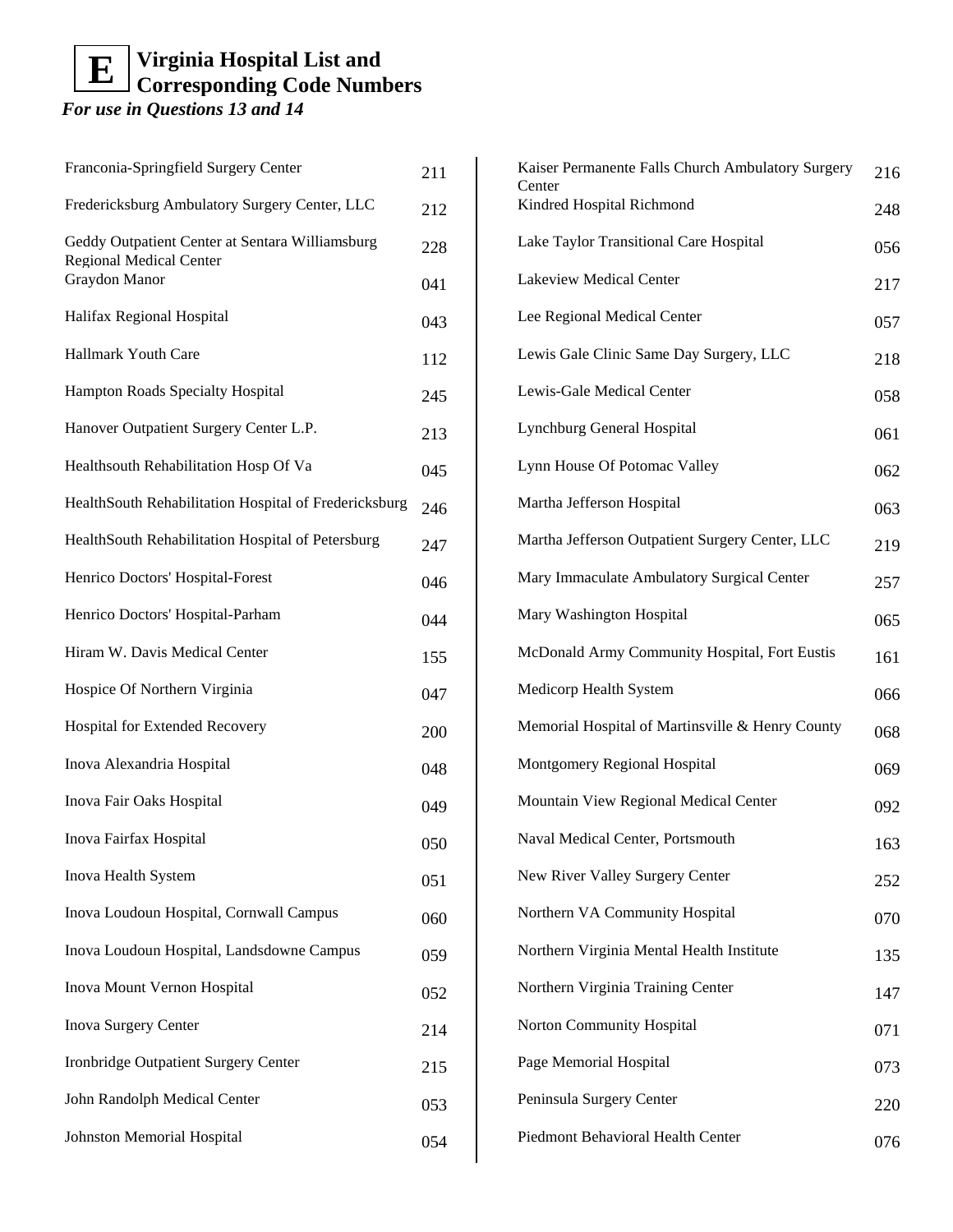# E Virginia Hospital List and Corresponding Code Numbers

***For use in Questions 13 and 14***

| Hospital | Code |
|---|---|
| Franconia-Springfield Surgery Center | 211 |
| Fredericksburg Ambulatory Surgery Center, LLC | 212 |
| Geddy Outpatient Center at Sentara Williamsburg Regional Medical Center | 228 |
| Graydon Manor | 041 |
| Halifax Regional Hospital | 043 |
| Hallmark Youth Care | 112 |
| Hampton Roads Specialty Hospital | 245 |
| Hanover Outpatient Surgery Center L.P. | 213 |
| Healthsouth Rehabilitation Hosp Of Va | 045 |
| HealthSouth Rehabilitation Hospital of Fredericksburg | 246 |
| HealthSouth Rehabilitation Hospital of Petersburg | 247 |
| Henrico Doctors' Hospital-Forest | 046 |
| Henrico Doctors' Hospital-Parham | 044 |
| Hiram W. Davis Medical Center | 155 |
| Hospice Of Northern Virginia | 047 |
| Hospital for Extended Recovery | 200 |
| Inova Alexandria Hospital | 048 |
| Inova Fair Oaks Hospital | 049 |
| Inova Fairfax Hospital | 050 |
| Inova Health System | 051 |
| Inova Loudoun Hospital, Cornwall Campus | 060 |
| Inova Loudoun Hospital, Landsdowne Campus | 059 |
| Inova Mount Vernon Hospital | 052 |
| Inova Surgery Center | 214 |
| Ironbridge Outpatient Surgery Center | 215 |
| John Randolph Medical Center | 053 |
| Johnston Memorial Hospital | 054 |
| Kaiser Permanente Falls Church Ambulatory Surgery Center | 216 |
| Kindred Hospital Richmond | 248 |
| Lake Taylor Transitional Care Hospital | 056 |
| Lakeview Medical Center | 217 |
| Lee Regional Medical Center | 057 |
| Lewis Gale Clinic Same Day Surgery, LLC | 218 |
| Lewis-Gale Medical Center | 058 |
| Lynchburg General Hospital | 061 |
| Lynn House Of Potomac Valley | 062 |
| Martha Jefferson Hospital | 063 |
| Martha Jefferson Outpatient Surgery Center, LLC | 219 |
| Mary Immaculate Ambulatory Surgical Center | 257 |
| Mary Washington Hospital | 065 |
| McDonald Army Community Hospital, Fort Eustis | 161 |
| Medicorp Health System | 066 |
| Memorial Hospital of Martinsville & Henry County | 068 |
| Montgomery Regional Hospital | 069 |
| Mountain View Regional Medical Center | 092 |
| Naval Medical Center, Portsmouth | 163 |
| New River Valley Surgery Center | 252 |
| Northern VA Community Hospital | 070 |
| Northern Virginia Mental Health Institute | 135 |
| Northern Virginia Training Center | 147 |
| Norton Community Hospital | 071 |
| Page Memorial Hospital | 073 |
| Peninsula Surgery Center | 220 |
| Piedmont Behavioral Health Center | 076 |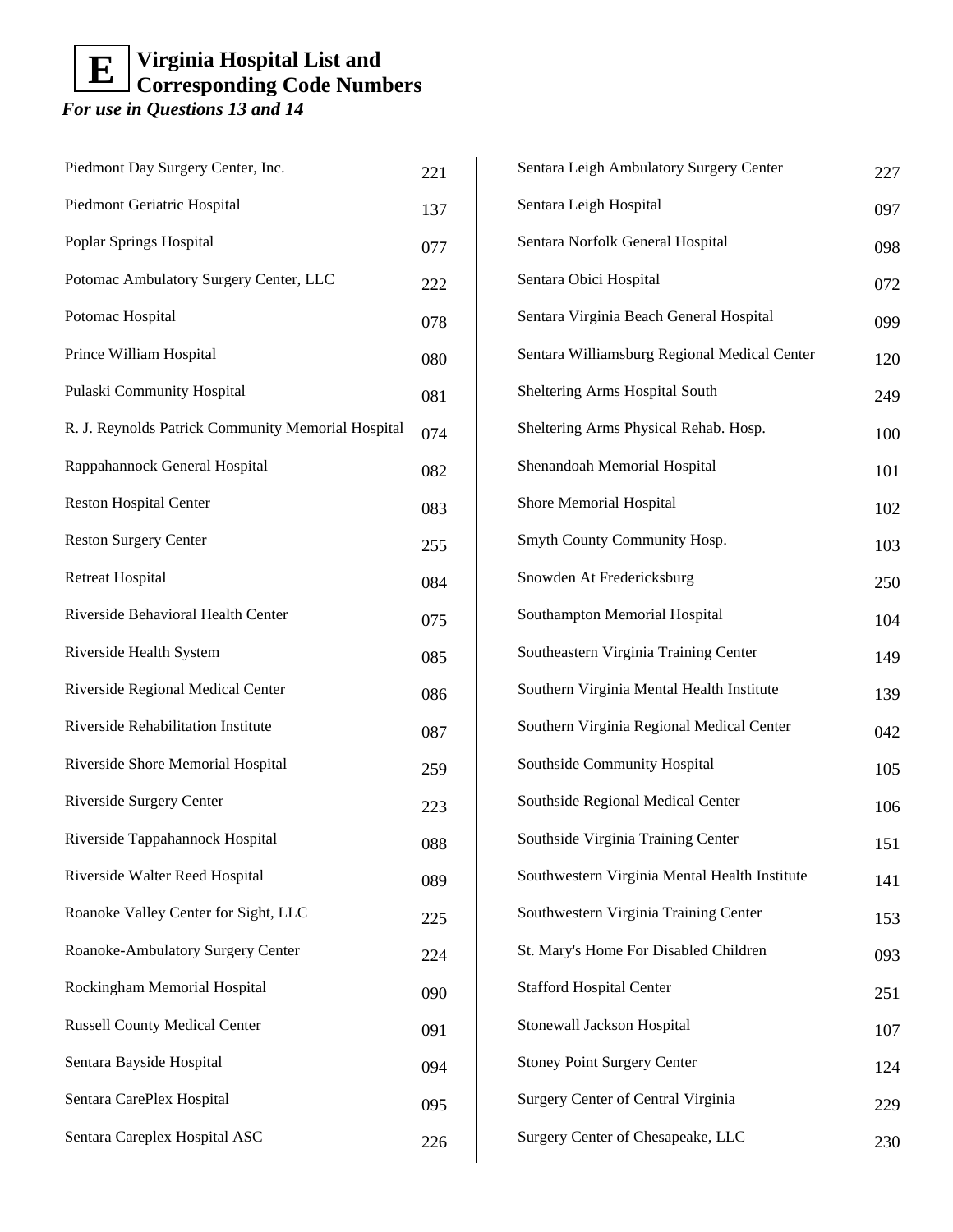# E Virginia Hospital List and Corresponding Code Numbers

*For use in Questions 13 and 14*

| Hospital | Code |
|---|---|
| Piedmont Day Surgery Center, Inc. | 221 |
| Piedmont Geriatric Hospital | 137 |
| Poplar Springs Hospital | 077 |
| Potomac Ambulatory Surgery Center, LLC | 222 |
| Potomac Hospital | 078 |
| Prince William Hospital | 080 |
| Pulaski Community Hospital | 081 |
| R. J. Reynolds Patrick Community Memorial Hospital | 074 |
| Rappahannock General Hospital | 082 |
| Reston Hospital Center | 083 |
| Reston Surgery Center | 255 |
| Retreat Hospital | 084 |
| Riverside Behavioral Health Center | 075 |
| Riverside Health System | 085 |
| Riverside Regional Medical Center | 086 |
| Riverside Rehabilitation Institute | 087 |
| Riverside Shore Memorial Hospital | 259 |
| Riverside Surgery Center | 223 |
| Riverside Tappahannock Hospital | 088 |
| Riverside Walter Reed Hospital | 089 |
| Roanoke Valley Center for Sight, LLC | 225 |
| Roanoke-Ambulatory Surgery Center | 224 |
| Rockingham Memorial Hospital | 090 |
| Russell County Medical Center | 091 |
| Sentara Bayside Hospital | 094 |
| Sentara CarePlex Hospital | 095 |
| Sentara Careplex Hospital ASC | 226 |
| Sentara Leigh Ambulatory Surgery Center | 227 |
| Sentara Leigh Hospital | 097 |
| Sentara Norfolk General Hospital | 098 |
| Sentara Obici Hospital | 072 |
| Sentara Virginia Beach General Hospital | 099 |
| Sentara Williamsburg Regional Medical Center | 120 |
| Sheltering Arms Hospital South | 249 |
| Sheltering Arms Physical Rehab. Hosp. | 100 |
| Shenandoah Memorial Hospital | 101 |
| Shore Memorial Hospital | 102 |
| Smyth County Community Hosp. | 103 |
| Snowden At Fredericksburg | 250 |
| Southampton Memorial Hospital | 104 |
| Southeastern Virginia Training Center | 149 |
| Southern Virginia Mental Health Institute | 139 |
| Southern Virginia Regional Medical Center | 042 |
| Southside Community Hospital | 105 |
| Southside Regional Medical Center | 106 |
| Southside Virginia Training Center | 151 |
| Southwestern Virginia Mental Health Institute | 141 |
| Southwestern Virginia Training Center | 153 |
| St. Mary's Home For Disabled Children | 093 |
| Stafford Hospital Center | 251 |
| Stonewall Jackson Hospital | 107 |
| Stoney Point Surgery Center | 124 |
| Surgery Center of Central Virginia | 229 |
| Surgery Center of Chesapeake, LLC | 230 |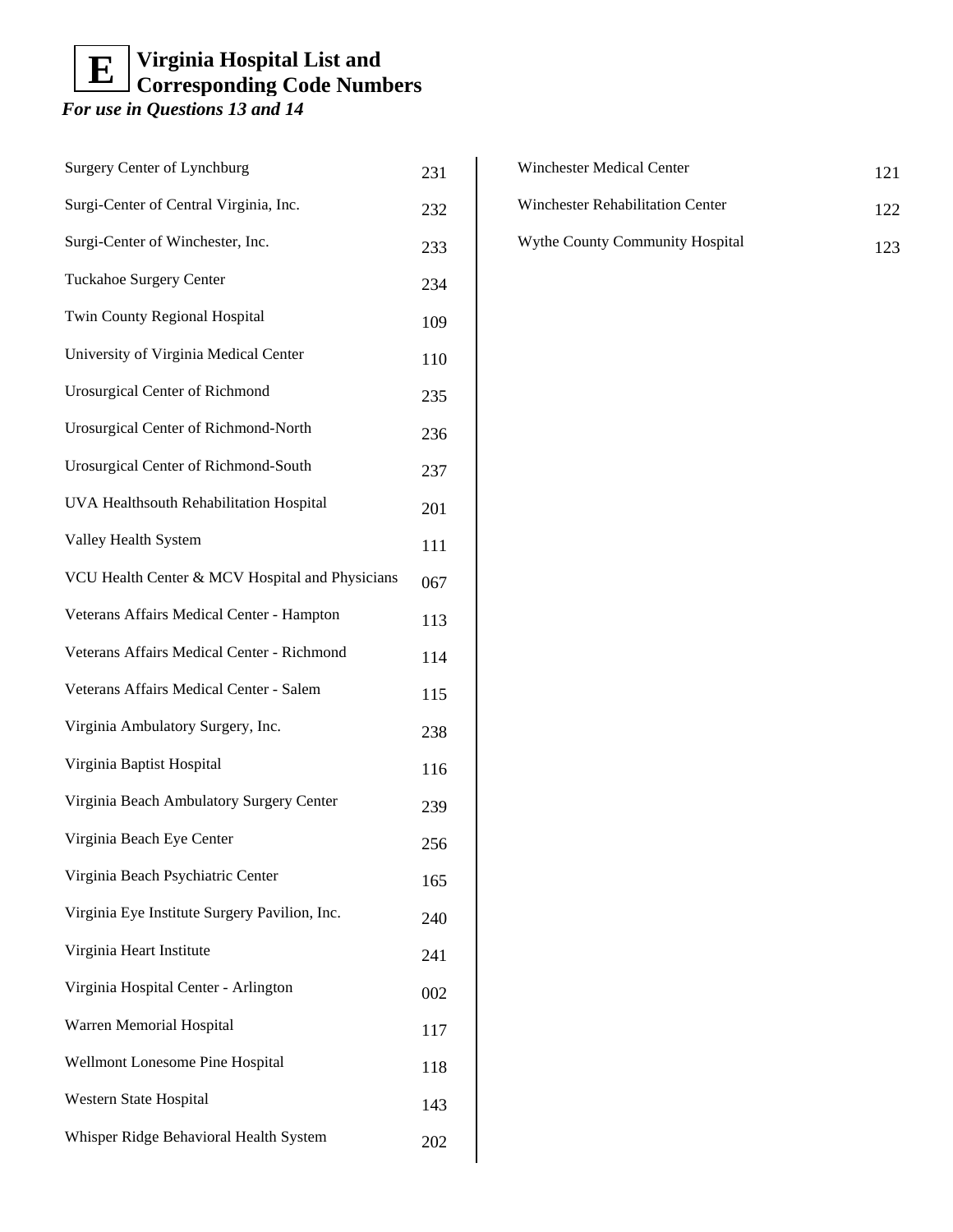# E Virginia Hospital List and Corresponding Code Numbers

***For use in Questions 13 and 14***

| Hospital | Code |
|---|---|
| Surgery Center of Lynchburg | 231 |
| Surgi-Center of Central Virginia, Inc. | 232 |
| Surgi-Center of Winchester, Inc. | 233 |
| Tuckahoe Surgery Center | 234 |
| Twin County Regional Hospital | 109 |
| University of Virginia Medical Center | 110 |
| Urosurgical Center of Richmond | 235 |
| Urosurgical Center of Richmond-North | 236 |
| Urosurgical Center of Richmond-South | 237 |
| UVA Healthsouth Rehabilitation Hospital | 201 |
| Valley Health System | 111 |
| VCU Health Center & MCV Hospital and Physicians | 067 |
| Veterans Affairs Medical Center - Hampton | 113 |
| Veterans Affairs Medical Center - Richmond | 114 |
| Veterans Affairs Medical Center - Salem | 115 |
| Virginia Ambulatory Surgery, Inc. | 238 |
| Virginia Baptist Hospital | 116 |
| Virginia Beach Ambulatory Surgery Center | 239 |
| Virginia Beach Eye Center | 256 |
| Virginia Beach Psychiatric Center | 165 |
| Virginia Eye Institute Surgery Pavilion, Inc. | 240 |
| Virginia Heart Institute | 241 |
| Virginia Hospital Center - Arlington | 002 |
| Warren Memorial Hospital | 117 |
| Wellmont Lonesome Pine Hospital | 118 |
| Western State Hospital | 143 |
| Whisper Ridge Behavioral Health System | 202 |
| Winchester Medical Center | 121 |
| Winchester Rehabilitation Center | 122 |
| Wythe County Community Hospital | 123 |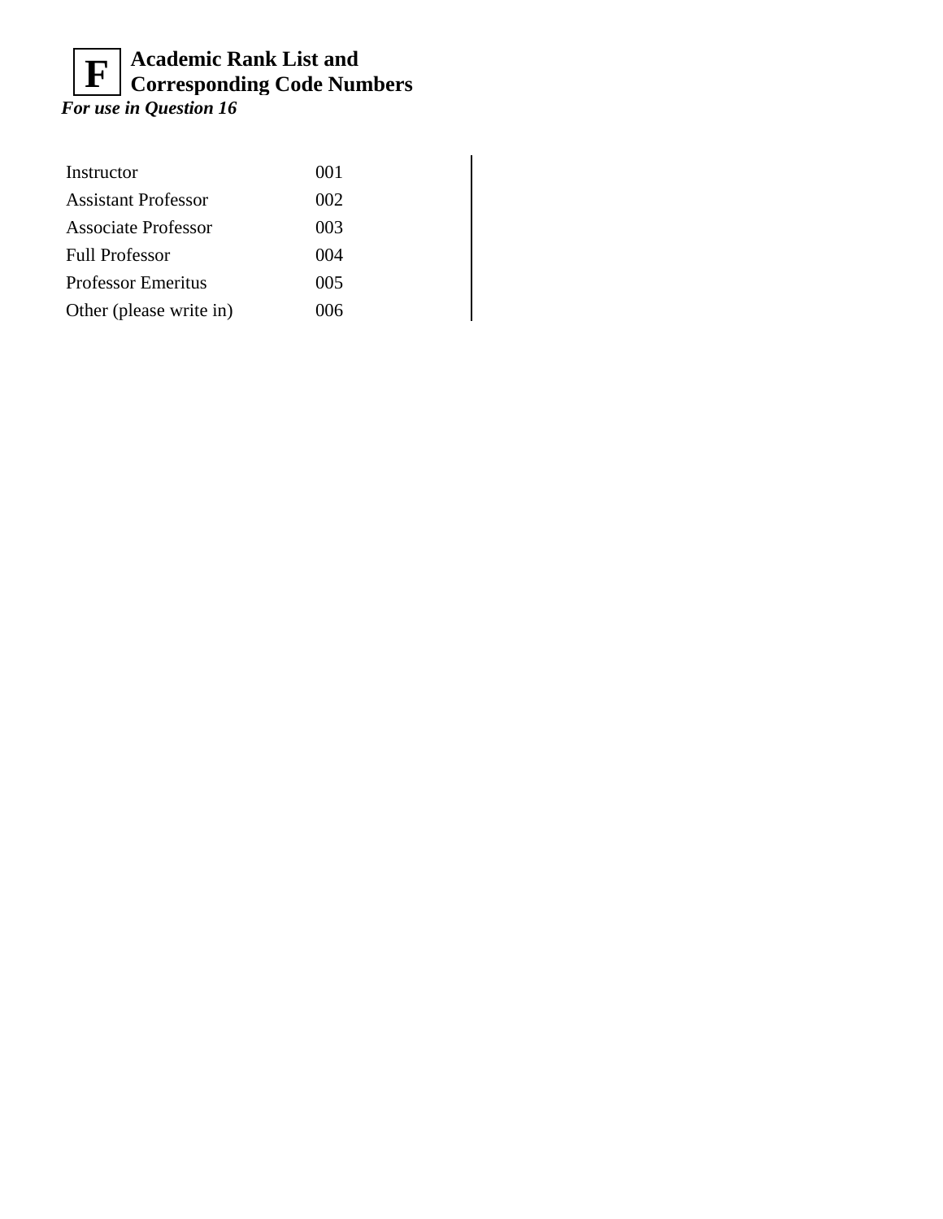## F Academic Rank List and Corresponding Code Numbers

***For use in Question 16***

| | |
|---|---|
| Instructor | 001 |
| Assistant Professor | 002 |
| Associate Professor | 003 |
| Full Professor | 004 |
| Professor Emeritus | 005 |
| Other (please write in) | 006 |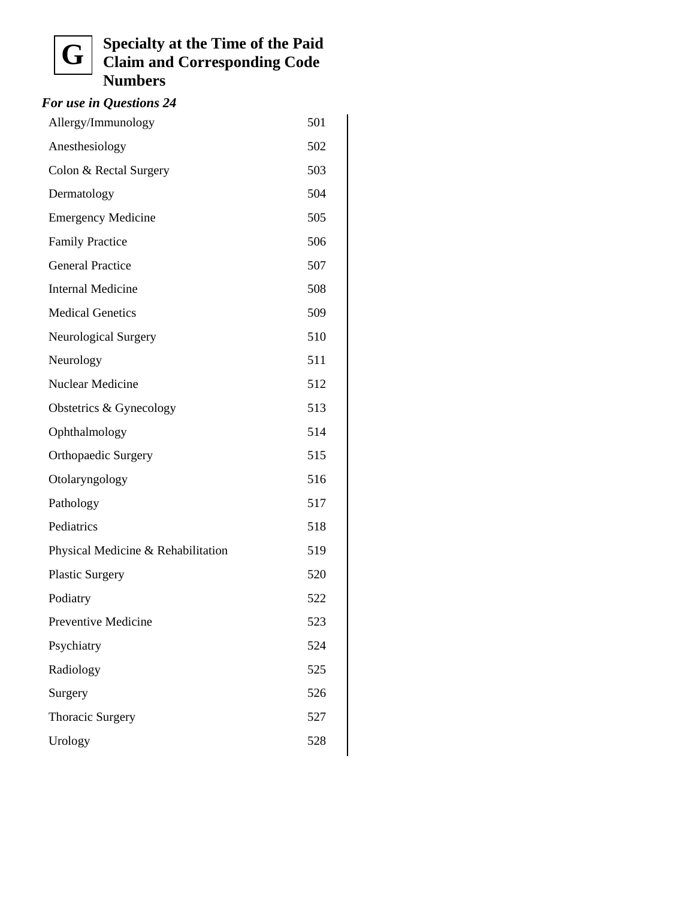## G Specialty at the Time of the Paid Claim and Corresponding Code Numbers

***For use in Questions 24***

| | |
|---|---|
| Allergy/Immunology | 501 |
| Anesthesiology | 502 |
| Colon & Rectal Surgery | 503 |
| Dermatology | 504 |
| Emergency Medicine | 505 |
| Family Practice | 506 |
| General Practice | 507 |
| Internal Medicine | 508 |
| Medical Genetics | 509 |
| Neurological Surgery | 510 |
| Neurology | 511 |
| Nuclear Medicine | 512 |
| Obstetrics & Gynecology | 513 |
| Ophthalmology | 514 |
| Orthopaedic Surgery | 515 |
| Otolaryngology | 516 |
| Pathology | 517 |
| Pediatrics | 518 |
| Physical Medicine & Rehabilitation | 519 |
| Plastic Surgery | 520 |
| Podiatry | 522 |
| Preventive Medicine | 523 |
| Psychiatry | 524 |
| Radiology | 525 |
| Surgery | 526 |
| Thoracic Surgery | 527 |
| Urology | 528 |